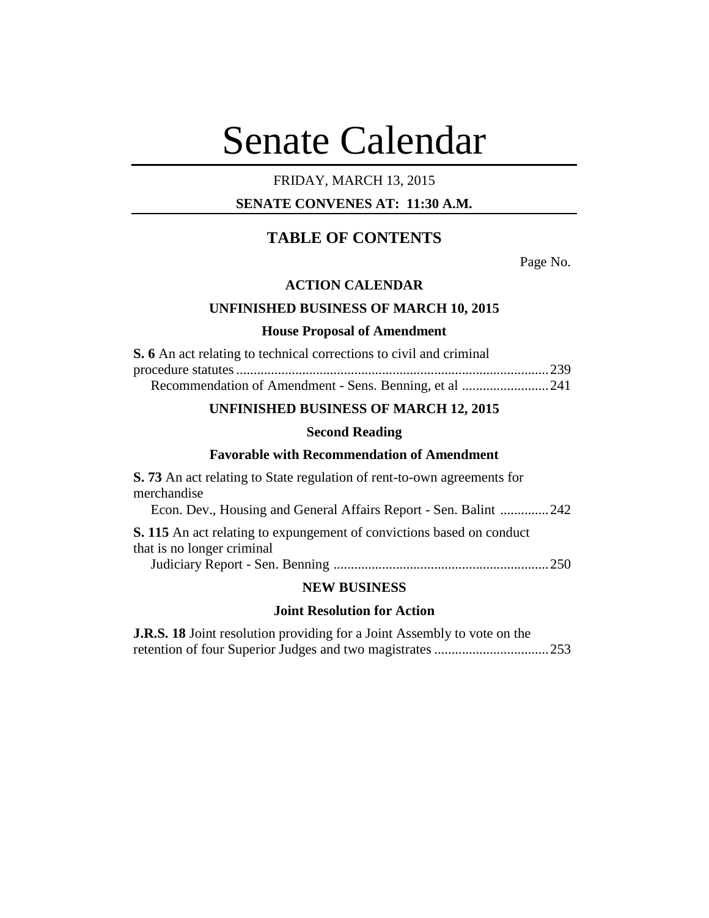# Senate Calendar

FRIDAY, MARCH 13, 2015

**SENATE CONVENES AT: 11:30 A.M.**

## TABLE OF CONTENTS

Page No.

### ACTION CALENDAR

### UNFINISHED BUSINESS OF MARCH 10, 2015

#### House Proposal of Amendment

**S. 6** An act relating to technical corrections to civil and criminal procedure statutes ........................................................................................ 239
Recommendation of Amendment - Sens. Benning, et al ......................... 241

### UNFINISHED BUSINESS OF MARCH 12, 2015

#### Second Reading

#### Favorable with Recommendation of Amendment

**S. 73** An act relating to State regulation of rent-to-own agreements for merchandise
Econ. Dev., Housing and General Affairs Report - Sen. Balint .............. 242

**S. 115** An act relating to expungement of convictions based on conduct that is no longer criminal
Judiciary Report - Sen. Benning ............................................................. 250

### NEW BUSINESS

#### Joint Resolution for Action

**J.R.S. 18** Joint resolution providing for a Joint Assembly to vote on the retention of four Superior Judges and two magistrates ................................ 253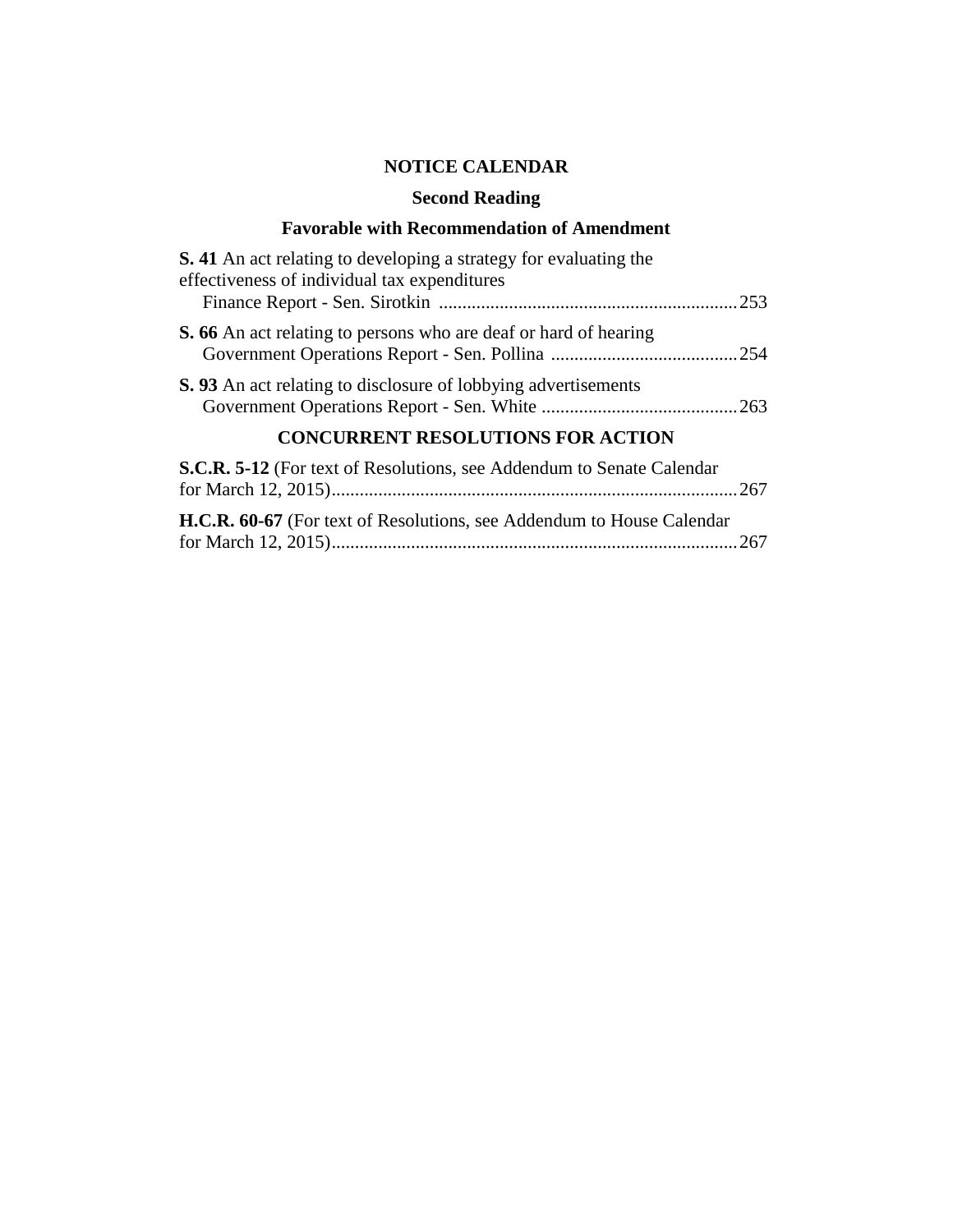## NOTICE CALENDAR

### Second Reading

### Favorable with Recommendation of Amendment

**S. 41** An act relating to developing a strategy for evaluating the effectiveness of individual tax expenditures
Finance Report - Sen. Sirotkin ................................................................253

**S. 66** An act relating to persons who are deaf or hard of hearing
Government Operations Report - Sen. Pollina ........................................254

**S. 93** An act relating to disclosure of lobbying advertisements
Government Operations Report - Sen. White ..........................................263

### CONCURRENT RESOLUTIONS FOR ACTION

**S.C.R. 5-12** (For text of Resolutions, see Addendum to Senate Calendar for March 12, 2015).......................................................................................267

**H.C.R. 60-67** (For text of Resolutions, see Addendum to House Calendar for March 12, 2015).......................................................................................267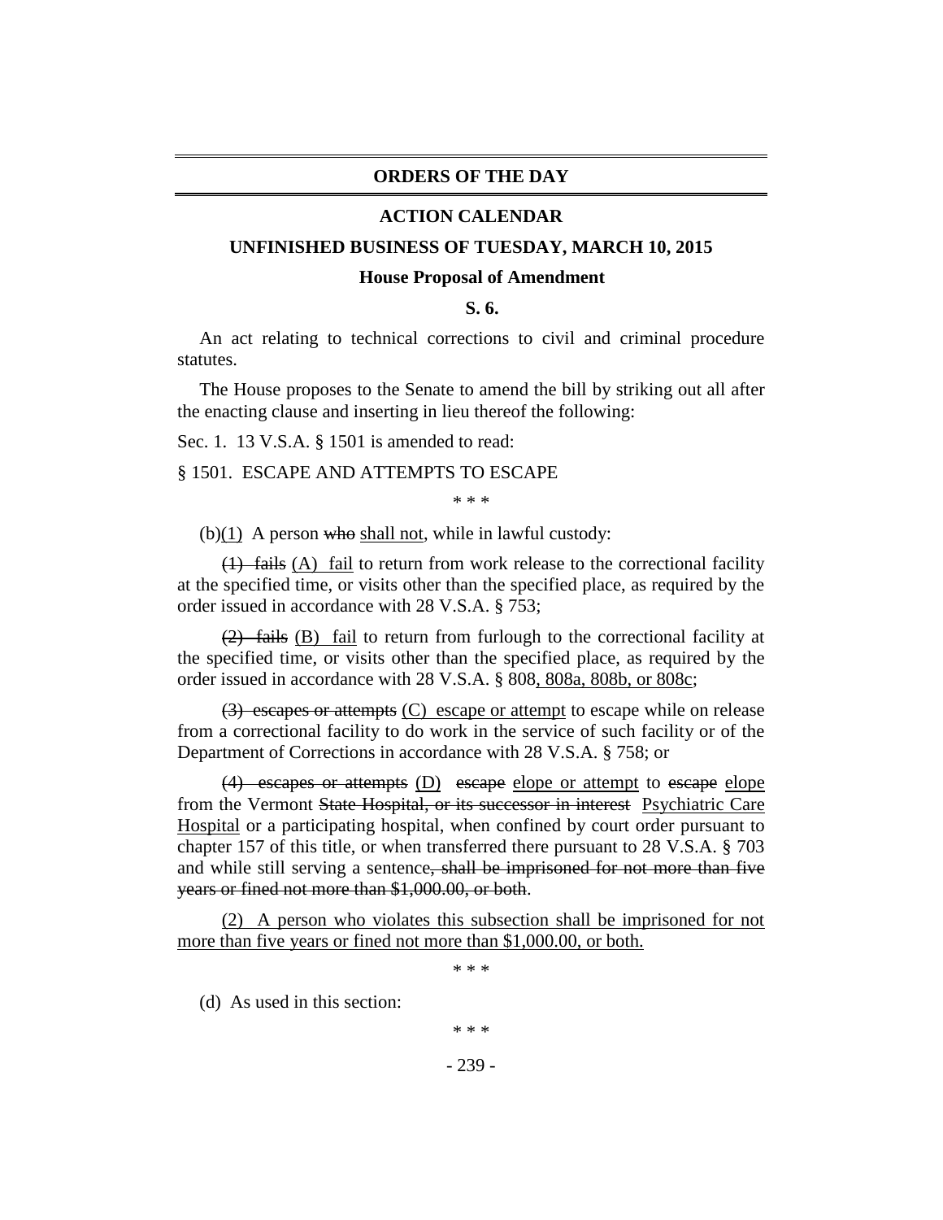# ORDERS OF THE DAY

## ACTION CALENDAR

### UNFINISHED BUSINESS OF TUESDAY, MARCH 10, 2015

#### House Proposal of Amendment

**S. 6.**

An act relating to technical corrections to civil and criminal procedure statutes.

The House proposes to the Senate to amend the bill by striking out all after the enacting clause and inserting in lieu thereof the following:

Sec. 1. 13 V.S.A. § 1501 is amended to read:

§ 1501. ESCAPE AND ATTEMPTS TO ESCAPE

\* \* \*

(b)~~~~<u>(1)</u> A person ~~who~~ <u>shall not</u>, while in lawful custody:

~~(1) fails~~ <u>(A) fail</u> to return from work release to the correctional facility at the specified time, or visits other than the specified place, as required by the order issued in accordance with 28 V.S.A. § 753;

~~(2) fails~~ <u>(B) fail</u> to return from furlough to the correctional facility at the specified time, or visits other than the specified place, as required by the order issued in accordance with 28 V.S.A. § 808<u>, 808a, 808b, or 808c</u>;

~~(3) escapes or attempts~~ <u>(C) escape or attempt</u> to escape while on release from a correctional facility to do work in the service of such facility or of the Department of Corrections in accordance with 28 V.S.A. § 758; or

~~(4) escapes or attempts~~ <u>(D)</u> ~~escape~~ <u>elope or attempt</u> to ~~escape~~ <u>elope</u> from the Vermont ~~State Hospital, or its successor in interest~~ <u>Psychiatric Care Hospital</u> or a participating hospital, when confined by court order pursuant to chapter 157 of this title, or when transferred there pursuant to 28 V.S.A. § 703 and while still serving a sentence~~, shall be imprisoned for not more than five years or fined not more than $1,000.00, or both~~.

<u>(2) A person who violates this subsection shall be imprisoned for not more than five years or fined not more than $1,000.00, or both.</u>

\* \* \*

(d) As used in this section:

\* \* \*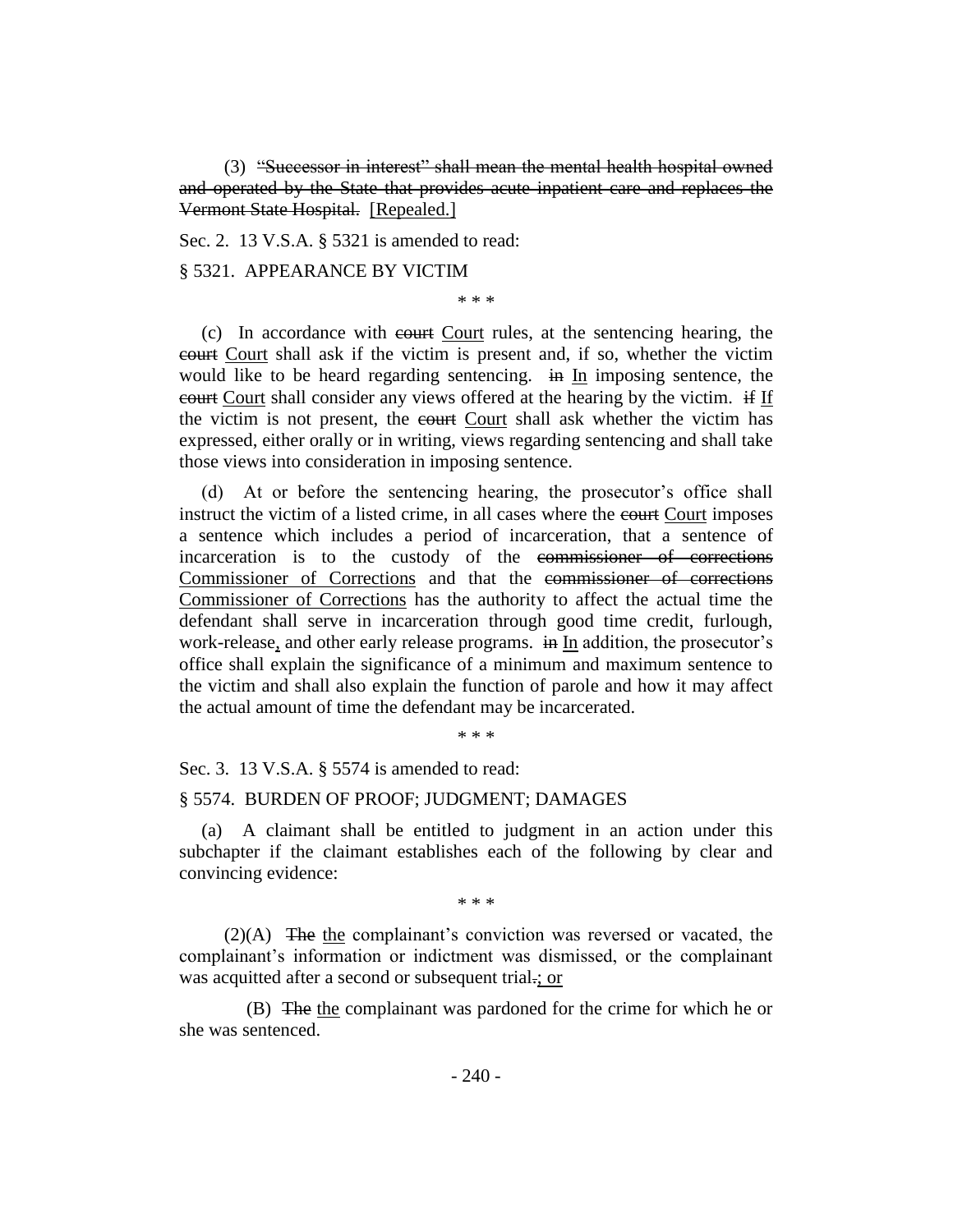(3) ~~"Successor in interest" shall mean the mental health hospital owned and operated by the State that provides acute inpatient care and replaces the Vermont State Hospital.~~ [Repealed.]

Sec. 2. 13 V.S.A. § 5321 is amended to read:

§ 5321. APPEARANCE BY VICTIM

\* \* \*

(c) In accordance with ~~court~~ Court rules, at the sentencing hearing, the ~~court~~ Court shall ask if the victim is present and, if so, whether the victim would like to be heard regarding sentencing. ~~in~~ In imposing sentence, the ~~court~~ Court shall consider any views offered at the hearing by the victim. ~~if~~ If the victim is not present, the ~~court~~ Court shall ask whether the victim has expressed, either orally or in writing, views regarding sentencing and shall take those views into consideration in imposing sentence.

(d) At or before the sentencing hearing, the prosecutor's office shall instruct the victim of a listed crime, in all cases where the ~~court~~ Court imposes a sentence which includes a period of incarceration, that a sentence of incarceration is to the custody of the ~~commissioner of corrections~~ Commissioner of Corrections and that the ~~commissioner of corrections~~ Commissioner of Corrections has the authority to affect the actual time the defendant shall serve in incarceration through good time credit, furlough, work-release, and other early release programs. ~~in~~ In addition, the prosecutor's office shall explain the significance of a minimum and maximum sentence to the victim and shall also explain the function of parole and how it may affect the actual amount of time the defendant may be incarcerated.

\* \* \*

Sec. 3. 13 V.S.A. § 5574 is amended to read:

§ 5574. BURDEN OF PROOF; JUDGMENT; DAMAGES

(a) A claimant shall be entitled to judgment in an action under this subchapter if the claimant establishes each of the following by clear and convincing evidence:

\* \* \*

(2)(A) ~~The~~ the complainant's conviction was reversed or vacated, the complainant's information or indictment was dismissed, or the complainant was acquitted after a second or subsequent trial~~.~~; or

(B) ~~The~~ the complainant was pardoned for the crime for which he or she was sentenced.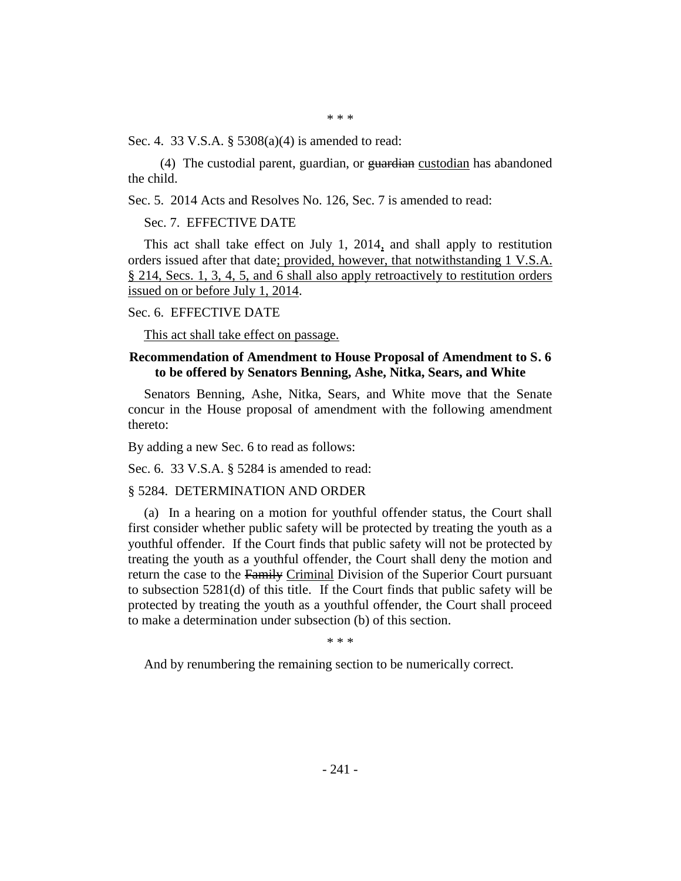\* \* \*

Sec. 4. 33 V.S.A. § 5308(a)(4) is amended to read:

(4) The custodial parent, guardian, or ~~guardian~~ <u>custodian</u> has abandoned the child.

Sec. 5. 2014 Acts and Resolves No. 126, Sec. 7 is amended to read:

Sec. 7. EFFECTIVE DATE

This act shall take effect on July 1, 2014<u>,</u> and shall apply to restitution orders issued after that date<u>; provided, however, that notwithstanding 1 V.S.A. § 214, Secs. 1, 3, 4, 5, and 6 shall also apply retroactively to restitution orders issued on or before July 1, 2014</u>.

Sec. 6. EFFECTIVE DATE

<u>This act shall take effect on passage.</u>

**Recommendation of Amendment to House Proposal of Amendment to S. 6 to be offered by Senators Benning, Ashe, Nitka, Sears, and White**

Senators Benning, Ashe, Nitka, Sears, and White move that the Senate concur in the House proposal of amendment with the following amendment thereto:

By adding a new Sec. 6 to read as follows:

Sec. 6. 33 V.S.A. § 5284 is amended to read:

§ 5284. DETERMINATION AND ORDER

(a) In a hearing on a motion for youthful offender status, the Court shall first consider whether public safety will be protected by treating the youth as a youthful offender. If the Court finds that public safety will not be protected by treating the youth as a youthful offender, the Court shall deny the motion and return the case to the ~~Family~~ <u>Criminal</u> Division of the Superior Court pursuant to subsection 5281(d) of this title. If the Court finds that public safety will be protected by treating the youth as a youthful offender, the Court shall proceed to make a determination under subsection (b) of this section.

\* \* \*

And by renumbering the remaining section to be numerically correct.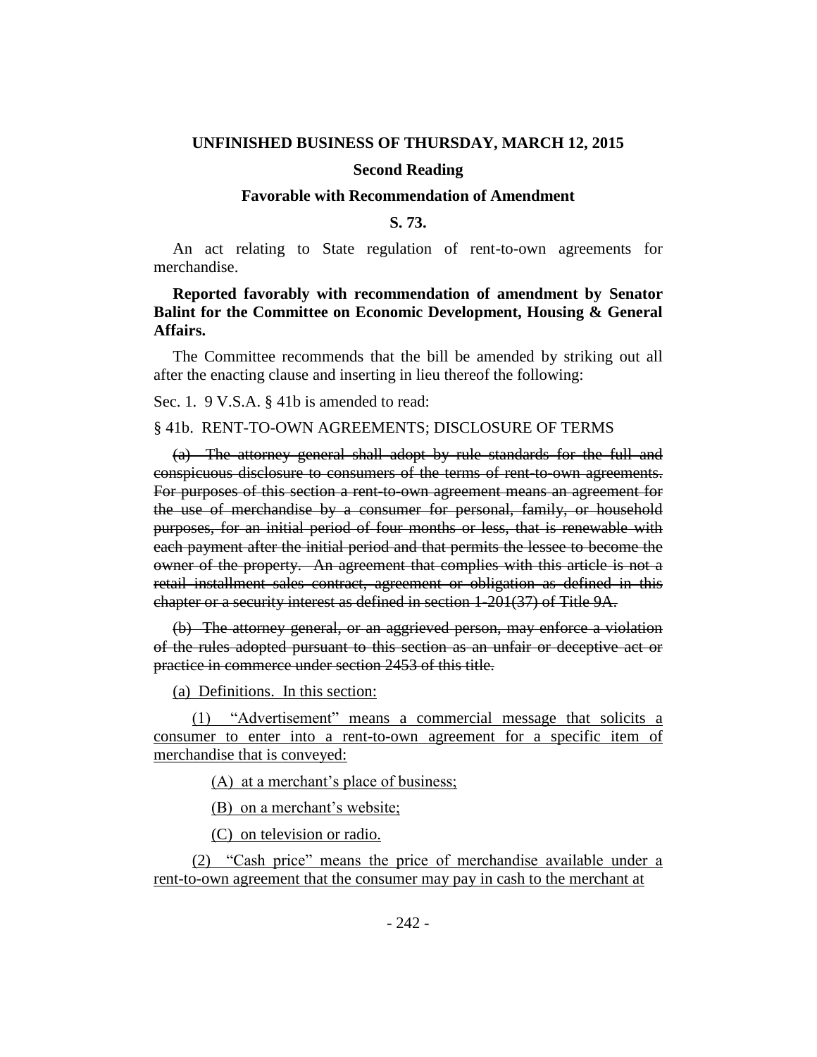**UNFINISHED BUSINESS OF THURSDAY, MARCH 12, 2015**

**Second Reading**

**Favorable with Recommendation of Amendment**

**S. 73.**

An act relating to State regulation of rent-to-own agreements for merchandise.

**Reported favorably with recommendation of amendment by Senator Balint for the Committee on Economic Development, Housing & General Affairs.**

The Committee recommends that the bill be amended by striking out all after the enacting clause and inserting in lieu thereof the following:

Sec. 1. 9 V.S.A. § 41b is amended to read:

§ 41b. RENT-TO-OWN AGREEMENTS; DISCLOSURE OF TERMS

~~(a) The attorney general shall adopt by rule standards for the full and conspicuous disclosure to consumers of the terms of rent-to-own agreements. For purposes of this section a rent-to-own agreement means an agreement for the use of merchandise by a consumer for personal, family, or household purposes, for an initial period of four months or less, that is renewable with each payment after the initial period and that permits the lessee to become the owner of the property. An agreement that complies with this article is not a retail installment sales contract, agreement or obligation as defined in this chapter or a security interest as defined in section 1-201(37) of Title 9A.~~

~~(b) The attorney general, or an aggrieved person, may enforce a violation of the rules adopted pursuant to this section as an unfair or deceptive act or practice in commerce under section 2453 of this title.~~

<u>(a) Definitions. In this section:</u>

<u>(1) "Advertisement" means a commercial message that solicits a consumer to enter into a rent-to-own agreement for a specific item of merchandise that is conveyed:</u>

<u>(A) at a merchant's place of business;</u>

<u>(B) on a merchant's website;</u>

<u>(C) on television or radio.</u>

<u>(2) "Cash price" means the price of merchandise available under a rent-to-own agreement that the consumer may pay in cash to the merchant at</u>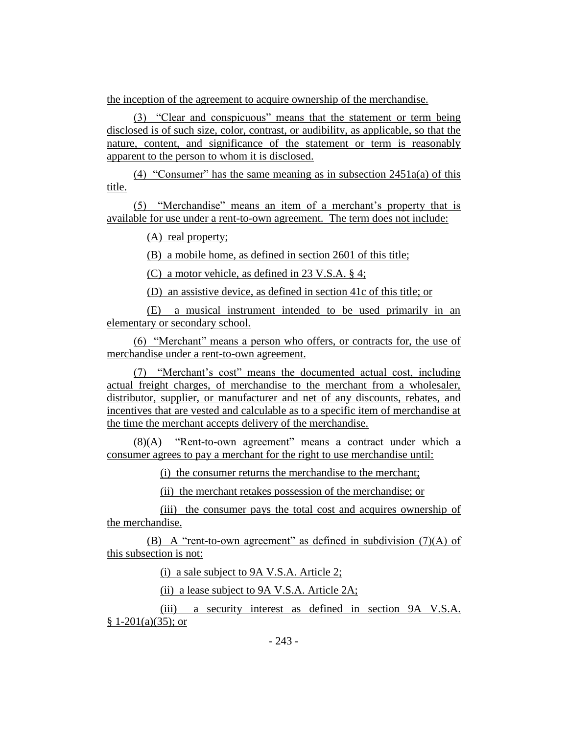the inception of the agreement to acquire ownership of the merchandise.

(3) "Clear and conspicuous" means that the statement or term being disclosed is of such size, color, contrast, or audibility, as applicable, so that the nature, content, and significance of the statement or term is reasonably apparent to the person to whom it is disclosed.

(4) "Consumer" has the same meaning as in subsection 2451a(a) of this title.

(5) "Merchandise" means an item of a merchant's property that is available for use under a rent-to-own agreement. The term does not include:

(A) real property;

(B) a mobile home, as defined in section 2601 of this title;

(C) a motor vehicle, as defined in 23 V.S.A. § 4;

(D) an assistive device, as defined in section 41c of this title; or

(E) a musical instrument intended to be used primarily in an elementary or secondary school.

(6) "Merchant" means a person who offers, or contracts for, the use of merchandise under a rent-to-own agreement.

(7) "Merchant's cost" means the documented actual cost, including actual freight charges, of merchandise to the merchant from a wholesaler, distributor, supplier, or manufacturer and net of any discounts, rebates, and incentives that are vested and calculable as to a specific item of merchandise at the time the merchant accepts delivery of the merchandise.

(8)(A) "Rent-to-own agreement" means a contract under which a consumer agrees to pay a merchant for the right to use merchandise until:

(i) the consumer returns the merchandise to the merchant;

(ii) the merchant retakes possession of the merchandise; or

(iii) the consumer pays the total cost and acquires ownership of the merchandise.

(B) A "rent-to-own agreement" as defined in subdivision (7)(A) of this subsection is not:

(i) a sale subject to 9A V.S.A. Article 2;

(ii) a lease subject to 9A V.S.A. Article 2A;

(iii) a security interest as defined in section 9A V.S.A. § 1-201(a)(35); or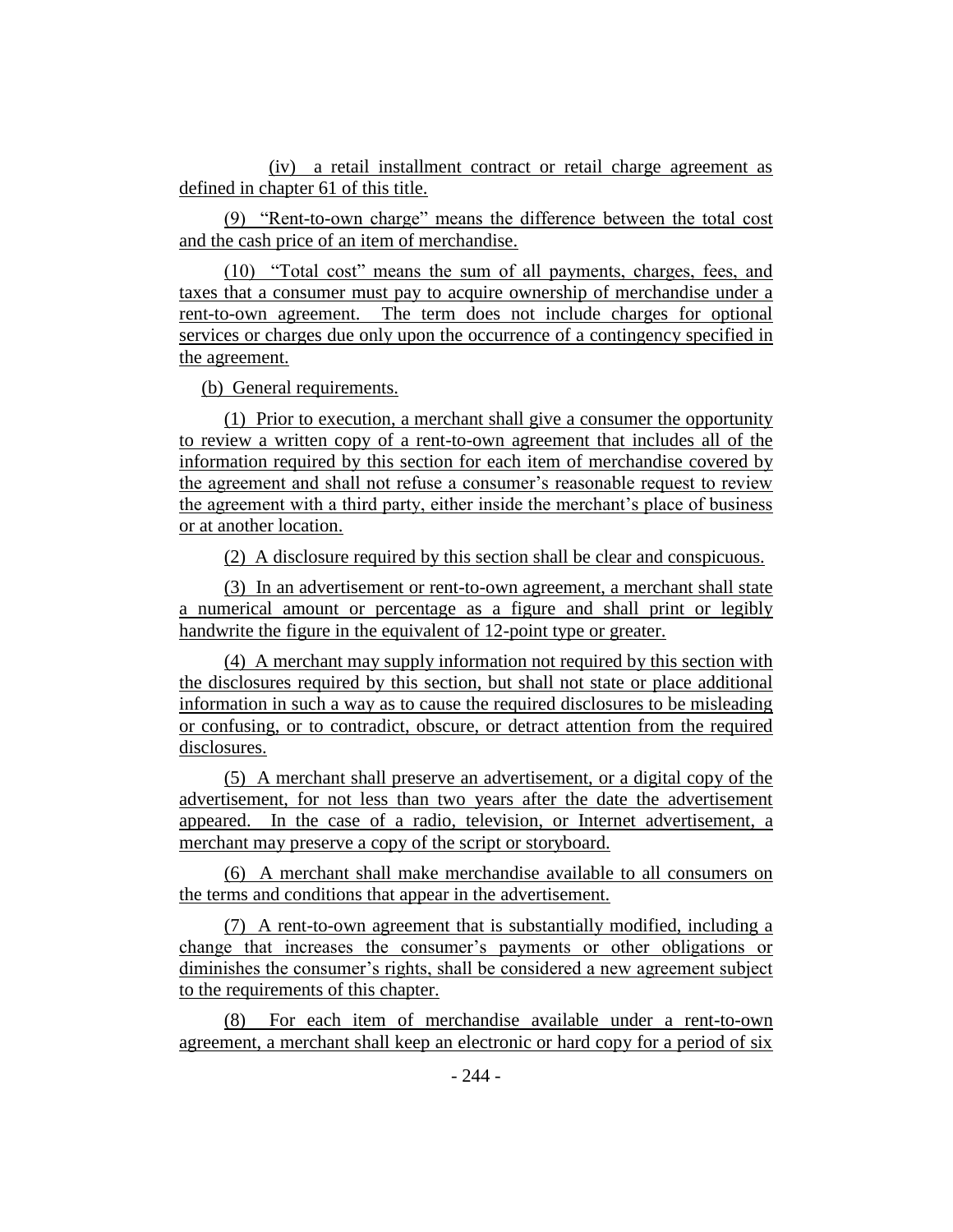(iv) a retail installment contract or retail charge agreement as defined in chapter 61 of this title.

(9) "Rent-to-own charge" means the difference between the total cost and the cash price of an item of merchandise.

(10) "Total cost" means the sum of all payments, charges, fees, and taxes that a consumer must pay to acquire ownership of merchandise under a rent-to-own agreement. The term does not include charges for optional services or charges due only upon the occurrence of a contingency specified in the agreement.

(b) General requirements.

(1) Prior to execution, a merchant shall give a consumer the opportunity to review a written copy of a rent-to-own agreement that includes all of the information required by this section for each item of merchandise covered by the agreement and shall not refuse a consumer's reasonable request to review the agreement with a third party, either inside the merchant's place of business or at another location.

(2) A disclosure required by this section shall be clear and conspicuous.

(3) In an advertisement or rent-to-own agreement, a merchant shall state a numerical amount or percentage as a figure and shall print or legibly handwrite the figure in the equivalent of 12-point type or greater.

(4) A merchant may supply information not required by this section with the disclosures required by this section, but shall not state or place additional information in such a way as to cause the required disclosures to be misleading or confusing, or to contradict, obscure, or detract attention from the required disclosures.

(5) A merchant shall preserve an advertisement, or a digital copy of the advertisement, for not less than two years after the date the advertisement appeared. In the case of a radio, television, or Internet advertisement, a merchant may preserve a copy of the script or storyboard.

(6) A merchant shall make merchandise available to all consumers on the terms and conditions that appear in the advertisement.

(7) A rent-to-own agreement that is substantially modified, including a change that increases the consumer's payments or other obligations or diminishes the consumer's rights, shall be considered a new agreement subject to the requirements of this chapter.

(8) For each item of merchandise available under a rent-to-own agreement, a merchant shall keep an electronic or hard copy for a period of six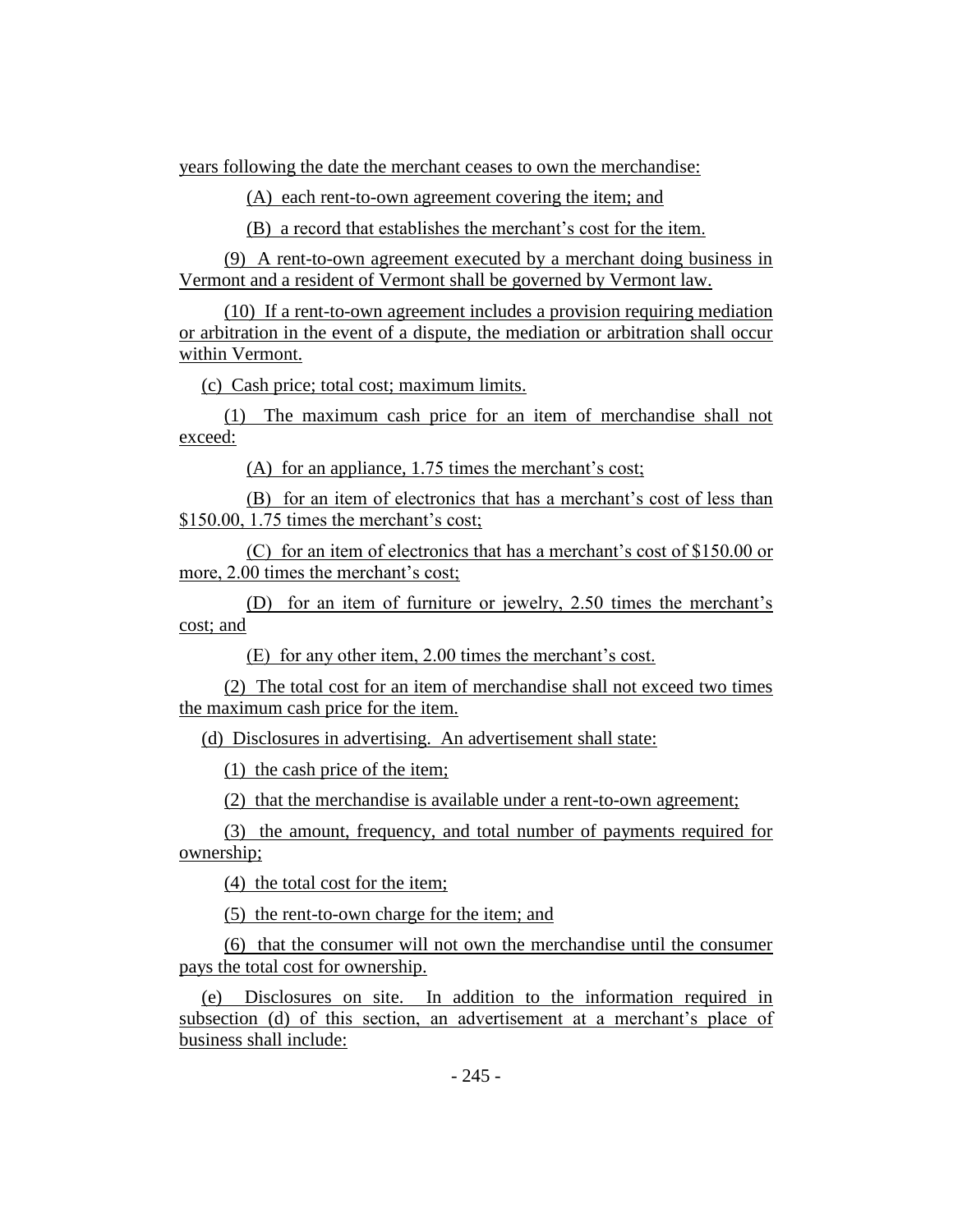years following the date the merchant ceases to own the merchandise:

(A) each rent-to-own agreement covering the item; and

(B) a record that establishes the merchant's cost for the item.

(9) A rent-to-own agreement executed by a merchant doing business in Vermont and a resident of Vermont shall be governed by Vermont law.

(10) If a rent-to-own agreement includes a provision requiring mediation or arbitration in the event of a dispute, the mediation or arbitration shall occur within Vermont.

(c) Cash price; total cost; maximum limits.

(1) The maximum cash price for an item of merchandise shall not exceed:

(A) for an appliance, 1.75 times the merchant's cost;

(B) for an item of electronics that has a merchant's cost of less than $150.00, 1.75 times the merchant's cost;

(C) for an item of electronics that has a merchant's cost of $150.00 or more, 2.00 times the merchant's cost;

(D) for an item of furniture or jewelry, 2.50 times the merchant's cost; and

(E) for any other item, 2.00 times the merchant's cost.

(2) The total cost for an item of merchandise shall not exceed two times the maximum cash price for the item.

(d) Disclosures in advertising. An advertisement shall state:

(1) the cash price of the item;

(2) that the merchandise is available under a rent-to-own agreement;

(3) the amount, frequency, and total number of payments required for ownership;

(4) the total cost for the item;

(5) the rent-to-own charge for the item; and

(6) that the consumer will not own the merchandise until the consumer pays the total cost for ownership.

(e) Disclosures on site. In addition to the information required in subsection (d) of this section, an advertisement at a merchant's place of business shall include: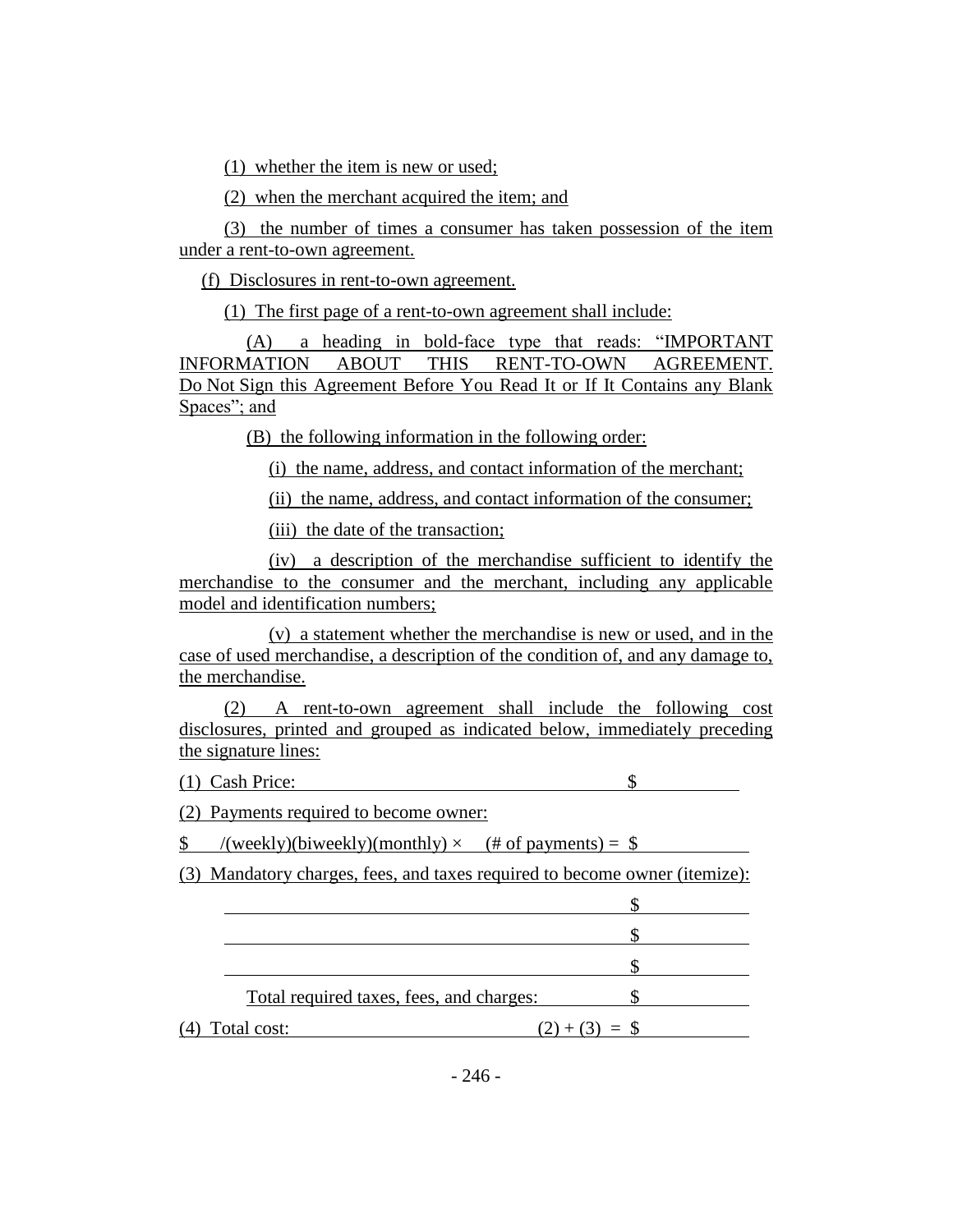(1) whether the item is new or used;

(2) when the merchant acquired the item; and

(3) the number of times a consumer has taken possession of the item under a rent-to-own agreement.

(f) Disclosures in rent-to-own agreement.

(1) The first page of a rent-to-own agreement shall include:

(A) a heading in bold-face type that reads: "IMPORTANT INFORMATION ABOUT THIS RENT-TO-OWN AGREEMENT. Do Not Sign this Agreement Before You Read It or If It Contains any Blank Spaces"; and

(B) the following information in the following order:

(i) the name, address, and contact information of the merchant;

(ii) the name, address, and contact information of the consumer;

(iii) the date of the transaction;

(iv) a description of the merchandise sufficient to identify the merchandise to the consumer and the merchant, including any applicable model and identification numbers;

(v) a statement whether the merchandise is new or used, and in the case of used merchandise, a description of the condition of, and any damage to, the merchandise.

(2) A rent-to-own agreement shall include the following cost disclosures, printed and grouped as indicated below, immediately preceding the signature lines:

(1) Cash Price: \_\_\_\_\_\_\_\_\_\_\_\_\_\_\_\_\_\_\_\_\_\_\_\_\_\_\_\_\_\_ $\_\_\_\_\_\_\_\_\_\_

(2) Payments required to become owner:

$\_\_\_\_/(weekly)(biweekly)(monthly) × \_\_\_\_(# of payments) = $\_\_\_\_\_\_\_\_\_\_

(3) Mandatory charges, fees, and taxes required to become owner (itemize):

\_\_\_\_\_\_\_\_\_\_\_\_\_\_\_\_\_\_\_\_\_\_\_\_\_\_\_\_\_\_\_\_\_\_\_\_\_\_\_\_ $\_\_\_\_\_\_\_\_\_\_

\_\_\_\_\_\_\_\_\_\_\_\_\_\_\_\_\_\_\_\_\_\_\_\_\_\_\_\_\_\_\_\_\_\_\_\_\_\_\_\_ $\_\_\_\_\_\_\_\_\_\_

\_\_\_\_\_\_\_\_\_\_\_\_\_\_\_\_\_\_\_\_\_\_\_\_\_\_\_\_\_\_\_\_\_\_\_\_\_\_\_\_ $\_\_\_\_\_\_\_\_\_\_

Total required taxes, fees, and charges: \_\_\_\_\_\_\_\_\_\_ $\_\_\_\_\_\_\_\_\_\_

(4) Total cost: \_\_\_\_\_\_\_\_\_\_\_\_\_\_\_\_\_\_\_\_ (2) + (3) = $\_\_\_\_\_\_\_\_\_\_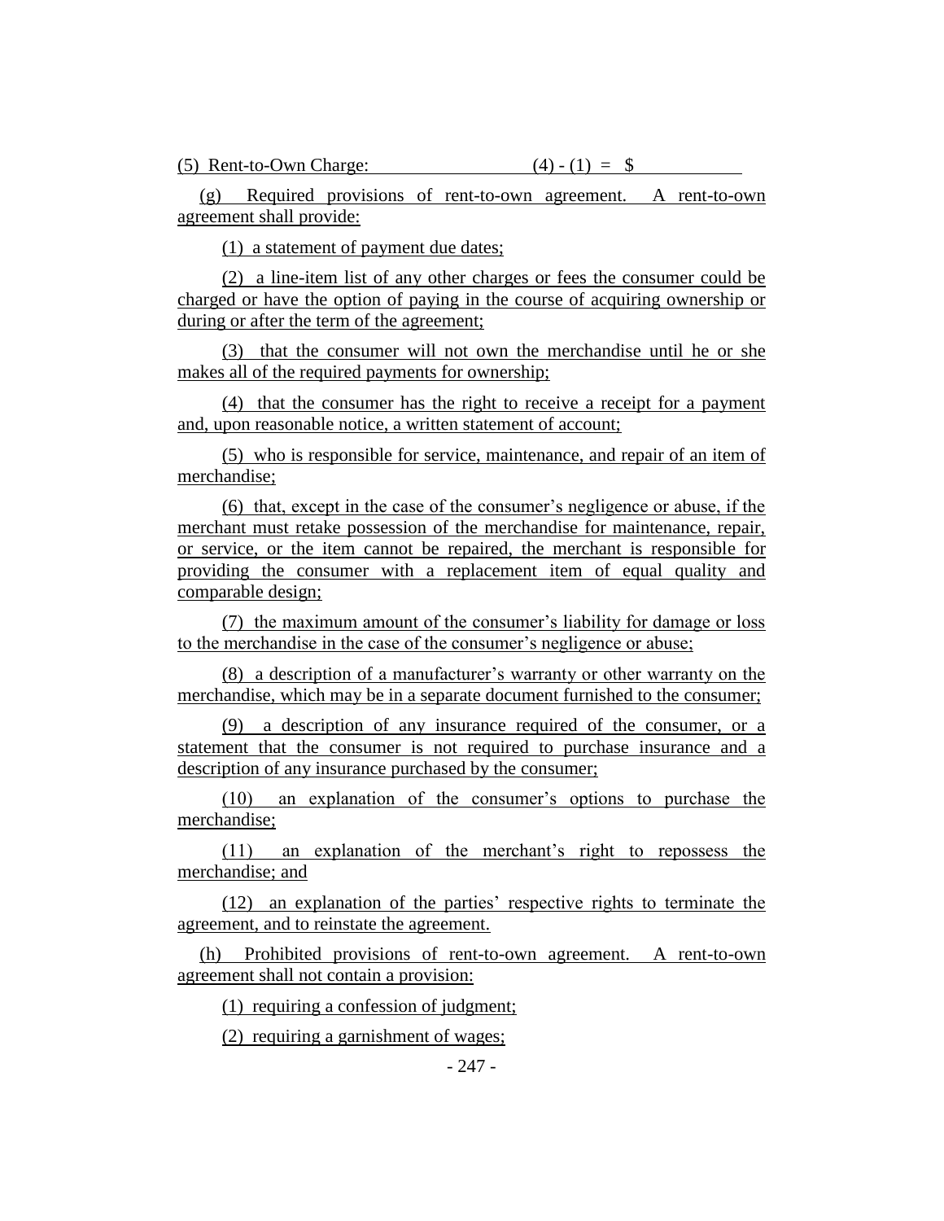(5) Rent-to-Own Charge: (4) - (1) = $

(g) Required provisions of rent-to-own agreement. A rent-to-own agreement shall provide:

(1) a statement of payment due dates;

(2) a line-item list of any other charges or fees the consumer could be charged or have the option of paying in the course of acquiring ownership or during or after the term of the agreement;

(3) that the consumer will not own the merchandise until he or she makes all of the required payments for ownership;

(4) that the consumer has the right to receive a receipt for a payment and, upon reasonable notice, a written statement of account;

(5) who is responsible for service, maintenance, and repair of an item of merchandise;

(6) that, except in the case of the consumer's negligence or abuse, if the merchant must retake possession of the merchandise for maintenance, repair, or service, or the item cannot be repaired, the merchant is responsible for providing the consumer with a replacement item of equal quality and comparable design;

(7) the maximum amount of the consumer's liability for damage or loss to the merchandise in the case of the consumer's negligence or abuse;

(8) a description of a manufacturer's warranty or other warranty on the merchandise, which may be in a separate document furnished to the consumer;

(9) a description of any insurance required of the consumer, or a statement that the consumer is not required to purchase insurance and a description of any insurance purchased by the consumer;

(10) an explanation of the consumer's options to purchase the merchandise;

(11) an explanation of the merchant's right to repossess the merchandise; and

(12) an explanation of the parties' respective rights to terminate the agreement, and to reinstate the agreement.

(h) Prohibited provisions of rent-to-own agreement. A rent-to-own agreement shall not contain a provision:

(1) requiring a confession of judgment;

(2) requiring a garnishment of wages;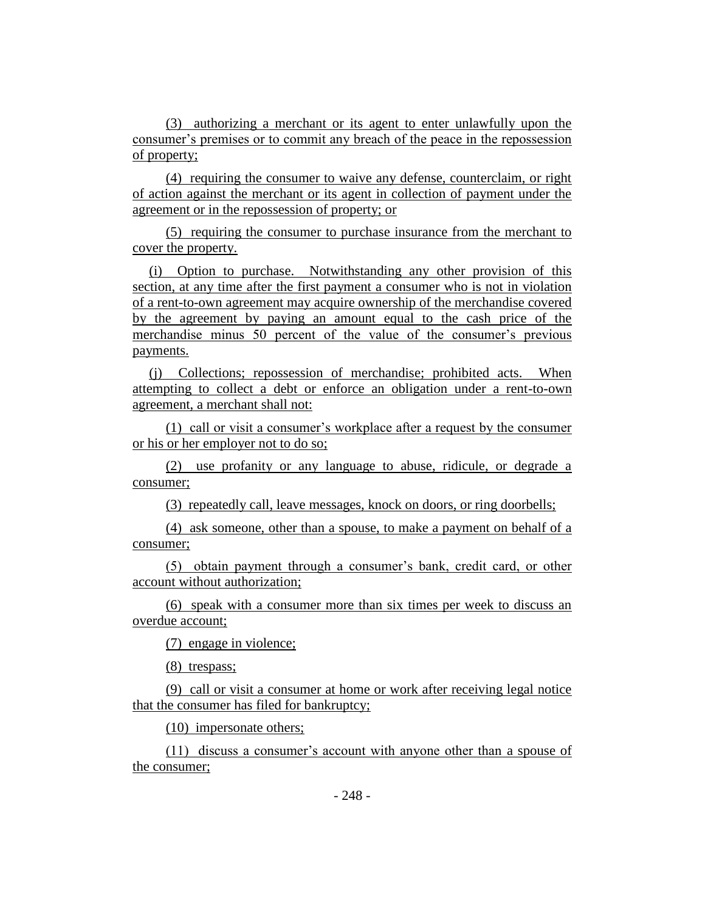(3) authorizing a merchant or its agent to enter unlawfully upon the consumer's premises or to commit any breach of the peace in the repossession of property;

(4) requiring the consumer to waive any defense, counterclaim, or right of action against the merchant or its agent in collection of payment under the agreement or in the repossession of property; or

(5) requiring the consumer to purchase insurance from the merchant to cover the property.

(i) Option to purchase. Notwithstanding any other provision of this section, at any time after the first payment a consumer who is not in violation of a rent-to-own agreement may acquire ownership of the merchandise covered by the agreement by paying an amount equal to the cash price of the merchandise minus 50 percent of the value of the consumer's previous payments.

(j) Collections; repossession of merchandise; prohibited acts. When attempting to collect a debt or enforce an obligation under a rent-to-own agreement, a merchant shall not:

(1) call or visit a consumer's workplace after a request by the consumer or his or her employer not to do so;

(2) use profanity or any language to abuse, ridicule, or degrade a consumer;

(3) repeatedly call, leave messages, knock on doors, or ring doorbells;

(4) ask someone, other than a spouse, to make a payment on behalf of a consumer;

(5) obtain payment through a consumer's bank, credit card, or other account without authorization;

(6) speak with a consumer more than six times per week to discuss an overdue account;

(7) engage in violence;

(8) trespass;

(9) call or visit a consumer at home or work after receiving legal notice that the consumer has filed for bankruptcy;

(10) impersonate others;

(11) discuss a consumer's account with anyone other than a spouse of the consumer;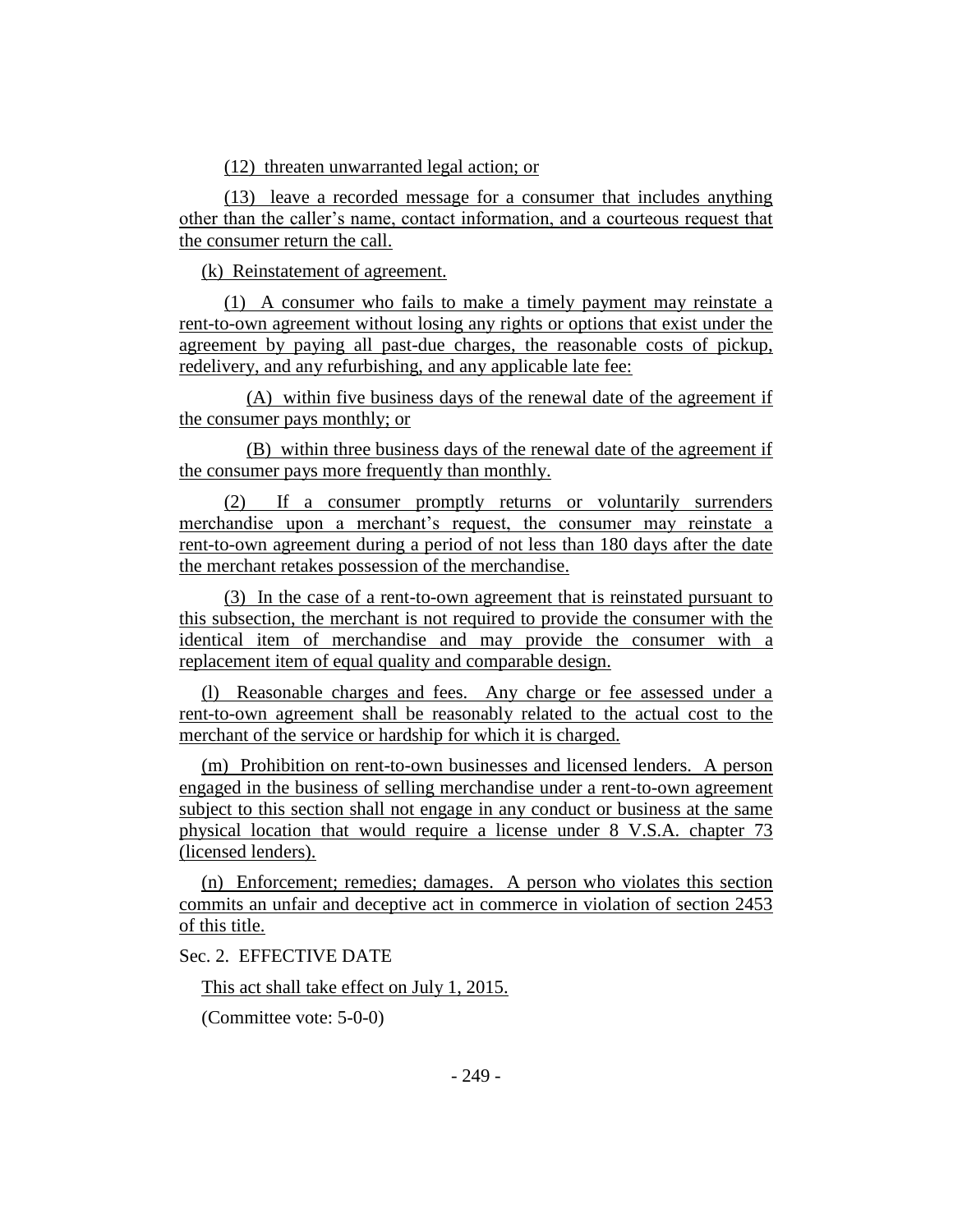(12) threaten unwarranted legal action; or

(13) leave a recorded message for a consumer that includes anything other than the caller's name, contact information, and a courteous request that the consumer return the call.

(k) Reinstatement of agreement.

(1) A consumer who fails to make a timely payment may reinstate a rent-to-own agreement without losing any rights or options that exist under the agreement by paying all past-due charges, the reasonable costs of pickup, redelivery, and any refurbishing, and any applicable late fee:

(A) within five business days of the renewal date of the agreement if the consumer pays monthly; or

(B) within three business days of the renewal date of the agreement if the consumer pays more frequently than monthly.

(2) If a consumer promptly returns or voluntarily surrenders merchandise upon a merchant's request, the consumer may reinstate a rent-to-own agreement during a period of not less than 180 days after the date the merchant retakes possession of the merchandise.

(3) In the case of a rent-to-own agreement that is reinstated pursuant to this subsection, the merchant is not required to provide the consumer with the identical item of merchandise and may provide the consumer with a replacement item of equal quality and comparable design.

(l) Reasonable charges and fees. Any charge or fee assessed under a rent-to-own agreement shall be reasonably related to the actual cost to the merchant of the service or hardship for which it is charged.

(m) Prohibition on rent-to-own businesses and licensed lenders. A person engaged in the business of selling merchandise under a rent-to-own agreement subject to this section shall not engage in any conduct or business at the same physical location that would require a license under 8 V.S.A. chapter 73 (licensed lenders).

(n) Enforcement; remedies; damages. A person who violates this section commits an unfair and deceptive act in commerce in violation of section 2453 of this title.

Sec. 2. EFFECTIVE DATE

This act shall take effect on July 1, 2015.

(Committee vote: 5-0-0)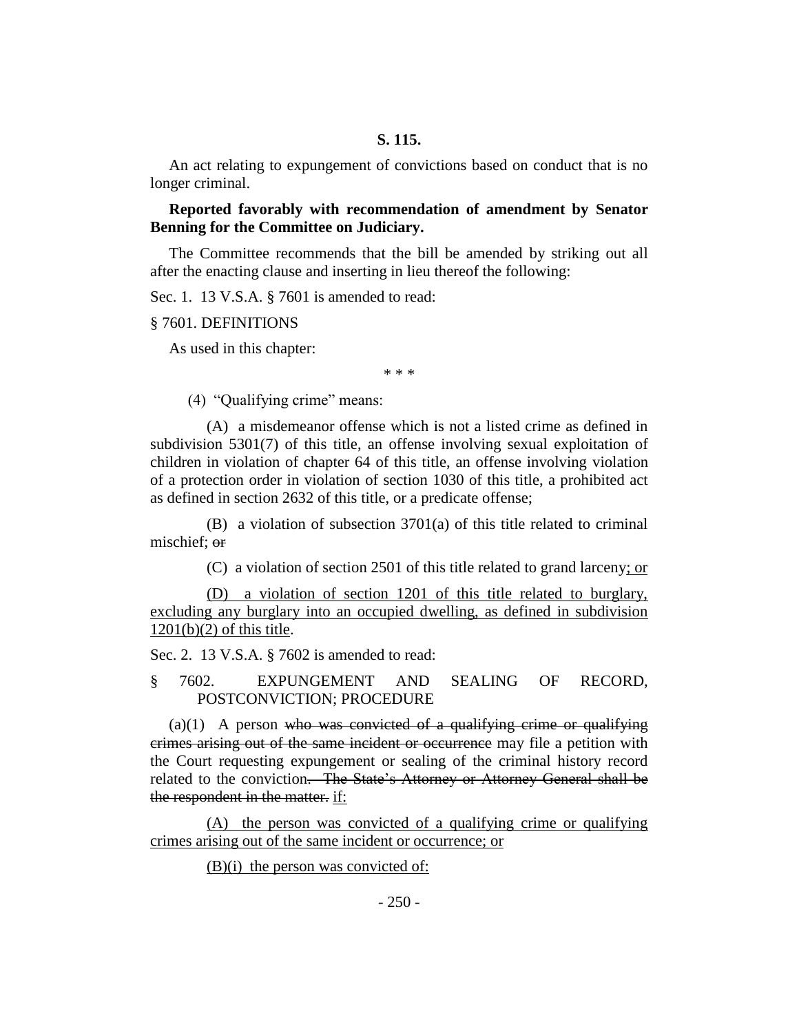**S. 115.**

An act relating to expungement of convictions based on conduct that is no longer criminal.

**Reported favorably with recommendation of amendment by Senator Benning for the Committee on Judiciary.**

The Committee recommends that the bill be amended by striking out all after the enacting clause and inserting in lieu thereof the following:

Sec. 1. 13 V.S.A. § 7601 is amended to read:

§ 7601. DEFINITIONS

As used in this chapter:

\* \* \*

(4) "Qualifying crime" means:

(A) a misdemeanor offense which is not a listed crime as defined in subdivision 5301(7) of this title, an offense involving sexual exploitation of children in violation of chapter 64 of this title, an offense involving violation of a protection order in violation of section 1030 of this title, a prohibited act as defined in section 2632 of this title, or a predicate offense;

(B) a violation of subsection 3701(a) of this title related to criminal mischief; ~~or~~

(C) a violation of section 2501 of this title related to grand larceny; or

(D) a violation of section 1201 of this title related to burglary, excluding any burglary into an occupied dwelling, as defined in subdivision 1201(b)(2) of this title.

Sec. 2. 13 V.S.A. § 7602 is amended to read:

§ 7602. EXPUNGEMENT AND SEALING OF RECORD, POSTCONVICTION; PROCEDURE

(a)(1) A person ~~who was convicted of a qualifying crime or qualifying crimes arising out of the same incident or occurrence~~ may file a petition with the Court requesting expungement or sealing of the criminal history record related to the conviction~~. The State's Attorney or Attorney General shall be the respondent in the matter.~~ if:

(A) the person was convicted of a qualifying crime or qualifying crimes arising out of the same incident or occurrence; or

(B)(i) the person was convicted of: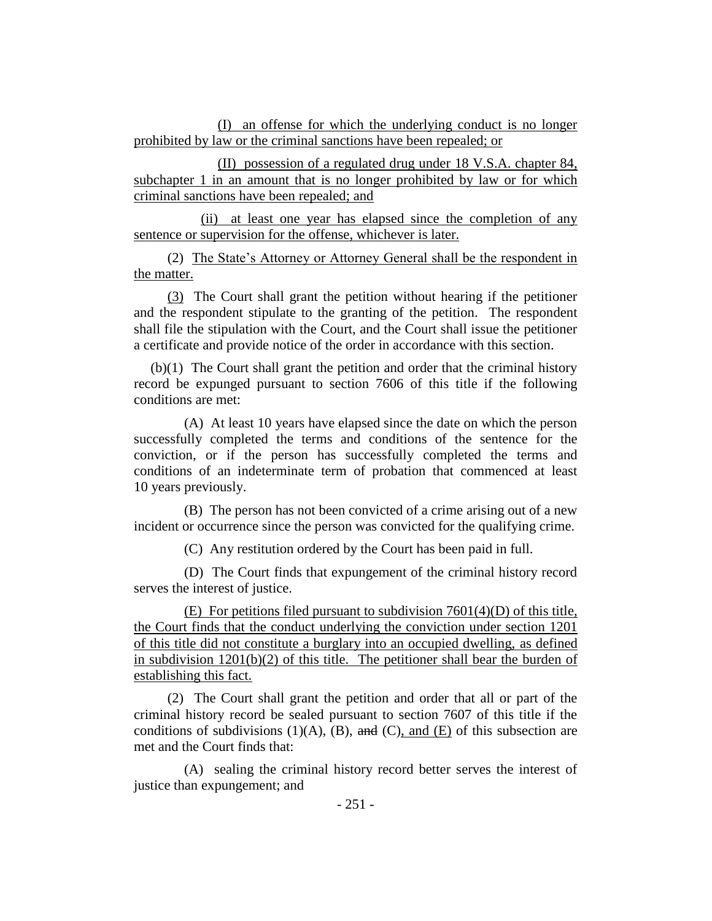(I) an offense for which the underlying conduct is no longer prohibited by law or the criminal sanctions have been repealed; or

(II) possession of a regulated drug under 18 V.S.A. chapter 84, subchapter 1 in an amount that is no longer prohibited by law or for which criminal sanctions have been repealed; and

(ii) at least one year has elapsed since the completion of any sentence or supervision for the offense, whichever is later.

(2) The State's Attorney or Attorney General shall be the respondent in the matter.

(3) The Court shall grant the petition without hearing if the petitioner and the respondent stipulate to the granting of the petition. The respondent shall file the stipulation with the Court, and the Court shall issue the petitioner a certificate and provide notice of the order in accordance with this section.

(b)(1) The Court shall grant the petition and order that the criminal history record be expunged pursuant to section 7606 of this title if the following conditions are met:

(A) At least 10 years have elapsed since the date on which the person successfully completed the terms and conditions of the sentence for the conviction, or if the person has successfully completed the terms and conditions of an indeterminate term of probation that commenced at least 10 years previously.

(B) The person has not been convicted of a crime arising out of a new incident or occurrence since the person was convicted for the qualifying crime.

(C) Any restitution ordered by the Court has been paid in full.

(D) The Court finds that expungement of the criminal history record serves the interest of justice.

(E) For petitions filed pursuant to subdivision 7601(4)(D) of this title, the Court finds that the conduct underlying the conviction under section 1201 of this title did not constitute a burglary into an occupied dwelling, as defined in subdivision 1201(b)(2) of this title. The petitioner shall bear the burden of establishing this fact.

(2) The Court shall grant the petition and order that all or part of the criminal history record be sealed pursuant to section 7607 of this title if the conditions of subdivisions (1)(A), (B), ~~and~~ (C), and (E) of this subsection are met and the Court finds that:

(A) sealing the criminal history record better serves the interest of justice than expungement; and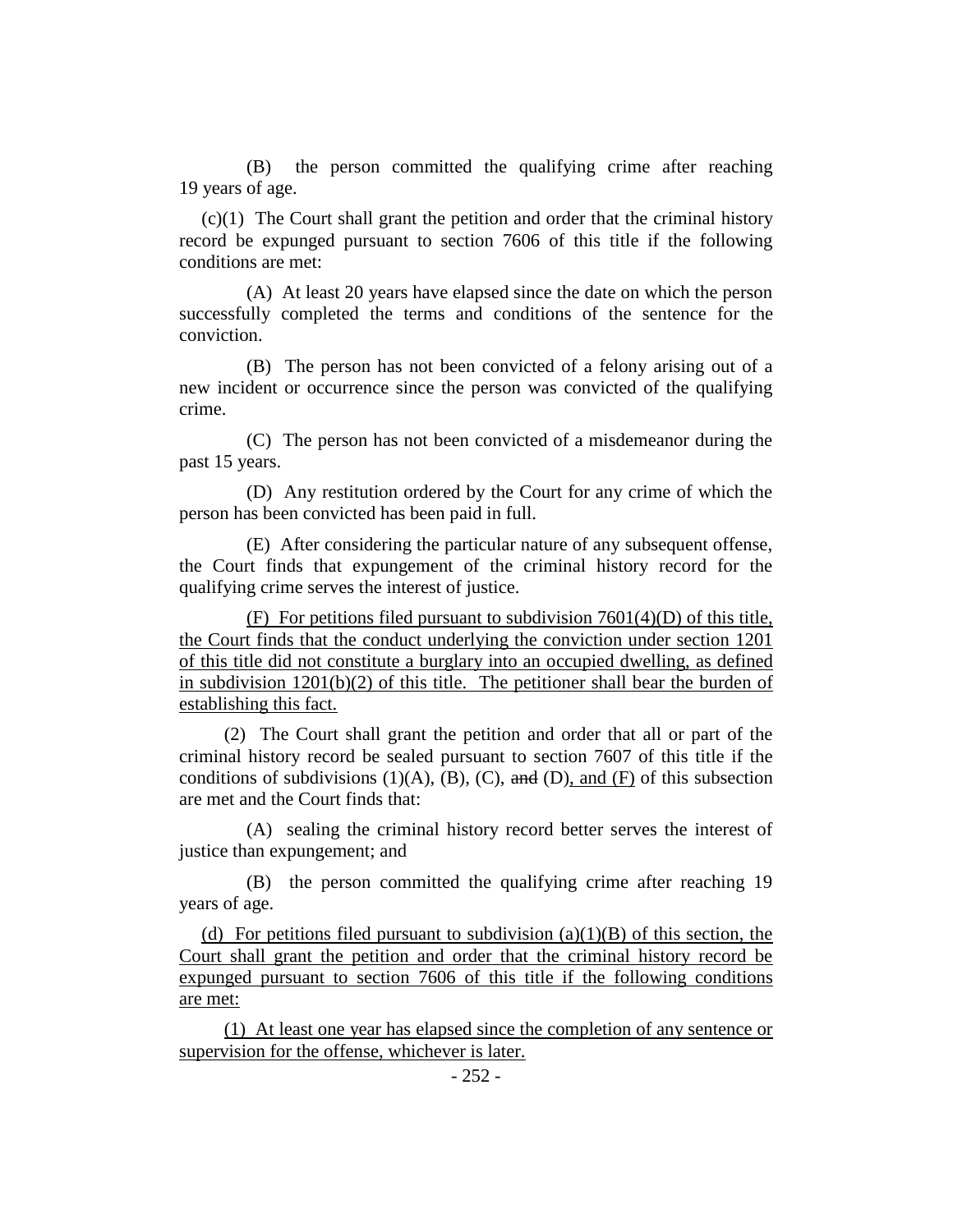(B) the person committed the qualifying crime after reaching 19 years of age.

(c)(1) The Court shall grant the petition and order that the criminal history record be expunged pursuant to section 7606 of this title if the following conditions are met:

(A) At least 20 years have elapsed since the date on which the person successfully completed the terms and conditions of the sentence for the conviction.

(B) The person has not been convicted of a felony arising out of a new incident or occurrence since the person was convicted of the qualifying crime.

(C) The person has not been convicted of a misdemeanor during the past 15 years.

(D) Any restitution ordered by the Court for any crime of which the person has been convicted has been paid in full.

(E) After considering the particular nature of any subsequent offense, the Court finds that expungement of the criminal history record for the qualifying crime serves the interest of justice.

<u>(F) For petitions filed pursuant to subdivision 7601(4)(D) of this title, the Court finds that the conduct underlying the conviction under section 1201 of this title did not constitute a burglary into an occupied dwelling, as defined in subdivision 1201(b)(2) of this title. The petitioner shall bear the burden of establishing this fact.</u>

(2) The Court shall grant the petition and order that all or part of the criminal history record be sealed pursuant to section 7607 of this title if the conditions of subdivisions (1)(A), (B), (C), ~~and~~ (D)<u>, and (F)</u> of this subsection are met and the Court finds that:

(A) sealing the criminal history record better serves the interest of justice than expungement; and

(B) the person committed the qualifying crime after reaching 19 years of age.

<u>(d) For petitions filed pursuant to subdivision (a)(1)(B) of this section, the Court shall grant the petition and order that the criminal history record be expunged pursuant to section 7606 of this title if the following conditions are met:</u>

<u>(1) At least one year has elapsed since the completion of any sentence or supervision for the offense, whichever is later.</u>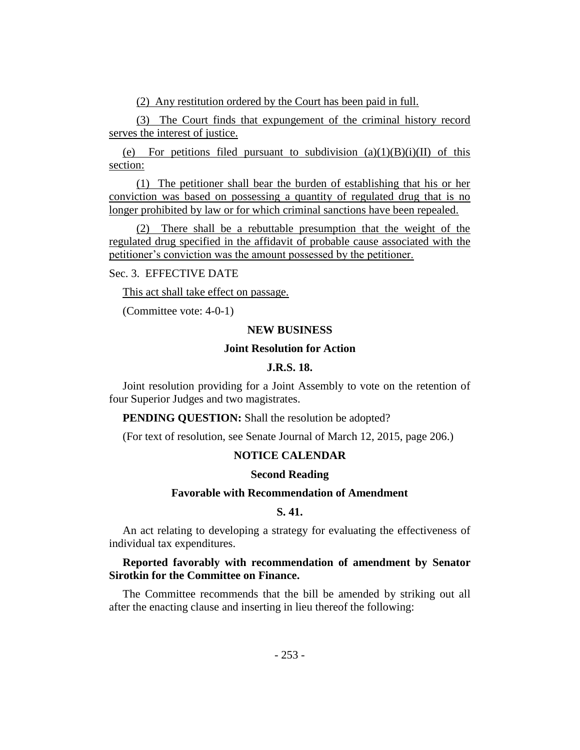(2) Any restitution ordered by the Court has been paid in full.

(3) The Court finds that expungement of the criminal history record serves the interest of justice.

(e) For petitions filed pursuant to subdivision (a)(1)(B)(i)(II) of this section:

(1) The petitioner shall bear the burden of establishing that his or her conviction was based on possessing a quantity of regulated drug that is no longer prohibited by law or for which criminal sanctions have been repealed.

(2) There shall be a rebuttable presumption that the weight of the regulated drug specified in the affidavit of probable cause associated with the petitioner's conviction was the amount possessed by the petitioner.

Sec. 3. EFFECTIVE DATE

This act shall take effect on passage.

(Committee vote: 4-0-1)

## NEW BUSINESS

### Joint Resolution for Action

### J.R.S. 18.

Joint resolution providing for a Joint Assembly to vote on the retention of four Superior Judges and two magistrates.

**PENDING QUESTION:** Shall the resolution be adopted?

(For text of resolution, see Senate Journal of March 12, 2015, page 206.)

## NOTICE CALENDAR

### Second Reading

### Favorable with Recommendation of Amendment

### S. 41.

An act relating to developing a strategy for evaluating the effectiveness of individual tax expenditures.

**Reported favorably with recommendation of amendment by Senator Sirotkin for the Committee on Finance.**

The Committee recommends that the bill be amended by striking out all after the enacting clause and inserting in lieu thereof the following: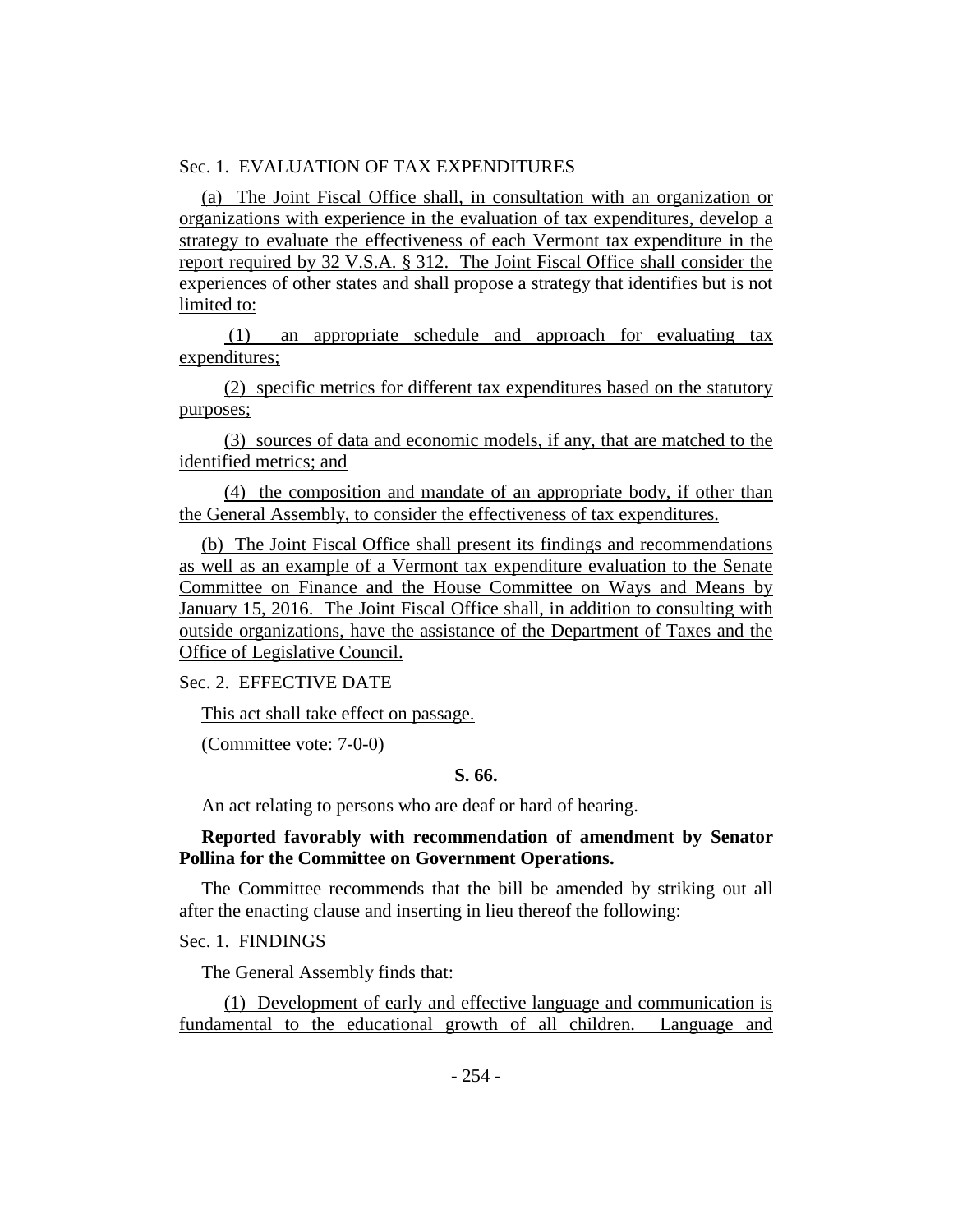Sec. 1. EVALUATION OF TAX EXPENDITURES

(a) The Joint Fiscal Office shall, in consultation with an organization or organizations with experience in the evaluation of tax expenditures, develop a strategy to evaluate the effectiveness of each Vermont tax expenditure in the report required by 32 V.S.A. § 312. The Joint Fiscal Office shall consider the experiences of other states and shall propose a strategy that identifies but is not limited to:

(1) an appropriate schedule and approach for evaluating tax expenditures;

(2) specific metrics for different tax expenditures based on the statutory purposes;

(3) sources of data and economic models, if any, that are matched to the identified metrics; and

(4) the composition and mandate of an appropriate body, if other than the General Assembly, to consider the effectiveness of tax expenditures.

(b) The Joint Fiscal Office shall present its findings and recommendations as well as an example of a Vermont tax expenditure evaluation to the Senate Committee on Finance and the House Committee on Ways and Means by January 15, 2016. The Joint Fiscal Office shall, in addition to consulting with outside organizations, have the assistance of the Department of Taxes and the Office of Legislative Council.

Sec. 2. EFFECTIVE DATE

This act shall take effect on passage.

(Committee vote: 7-0-0)

**S. 66.**

An act relating to persons who are deaf or hard of hearing.

**Reported favorably with recommendation of amendment by Senator Pollina for the Committee on Government Operations.**

The Committee recommends that the bill be amended by striking out all after the enacting clause and inserting in lieu thereof the following:

Sec. 1. FINDINGS

The General Assembly finds that:

(1) Development of early and effective language and communication is fundamental to the educational growth of all children. Language and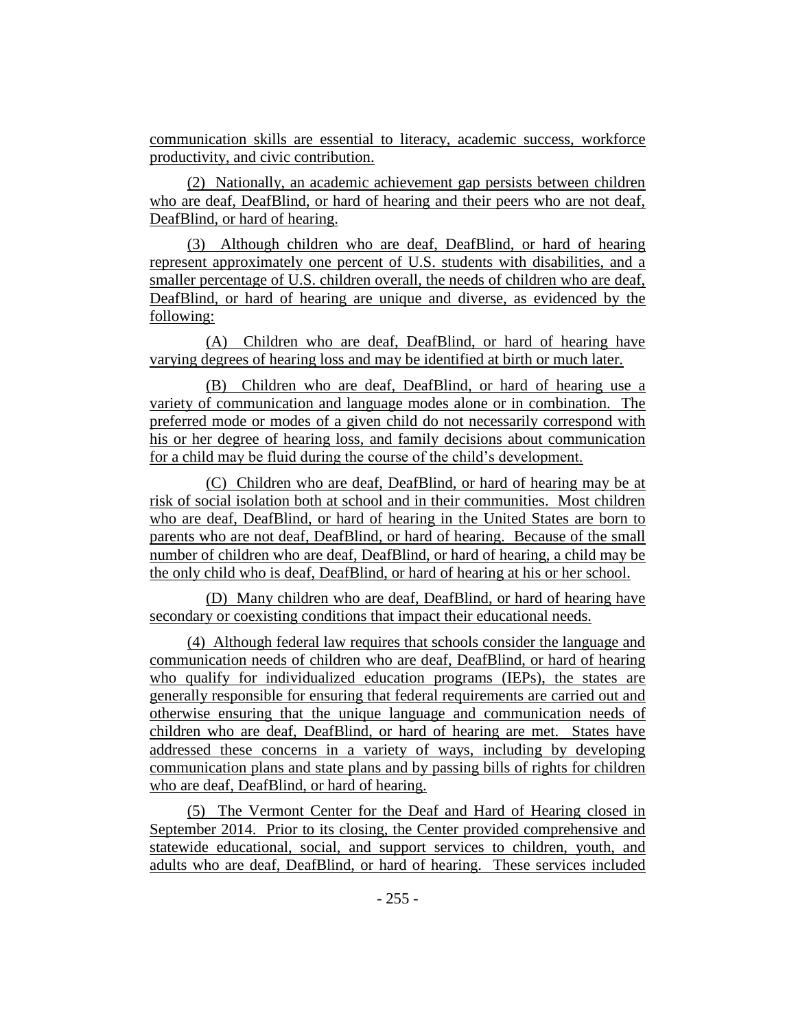communication skills are essential to literacy, academic success, workforce productivity, and civic contribution.

(2) Nationally, an academic achievement gap persists between children who are deaf, DeafBlind, or hard of hearing and their peers who are not deaf, DeafBlind, or hard of hearing.

(3) Although children who are deaf, DeafBlind, or hard of hearing represent approximately one percent of U.S. students with disabilities, and a smaller percentage of U.S. children overall, the needs of children who are deaf, DeafBlind, or hard of hearing are unique and diverse, as evidenced by the following:

(A) Children who are deaf, DeafBlind, or hard of hearing have varying degrees of hearing loss and may be identified at birth or much later.

(B) Children who are deaf, DeafBlind, or hard of hearing use a variety of communication and language modes alone or in combination. The preferred mode or modes of a given child do not necessarily correspond with his or her degree of hearing loss, and family decisions about communication for a child may be fluid during the course of the child's development.

(C) Children who are deaf, DeafBlind, or hard of hearing may be at risk of social isolation both at school and in their communities. Most children who are deaf, DeafBlind, or hard of hearing in the United States are born to parents who are not deaf, DeafBlind, or hard of hearing. Because of the small number of children who are deaf, DeafBlind, or hard of hearing, a child may be the only child who is deaf, DeafBlind, or hard of hearing at his or her school.

(D) Many children who are deaf, DeafBlind, or hard of hearing have secondary or coexisting conditions that impact their educational needs.

(4) Although federal law requires that schools consider the language and communication needs of children who are deaf, DeafBlind, or hard of hearing who qualify for individualized education programs (IEPs), the states are generally responsible for ensuring that federal requirements are carried out and otherwise ensuring that the unique language and communication needs of children who are deaf, DeafBlind, or hard of hearing are met. States have addressed these concerns in a variety of ways, including by developing communication plans and state plans and by passing bills of rights for children who are deaf, DeafBlind, or hard of hearing.

(5) The Vermont Center for the Deaf and Hard of Hearing closed in September 2014. Prior to its closing, the Center provided comprehensive and statewide educational, social, and support services to children, youth, and adults who are deaf, DeafBlind, or hard of hearing. These services included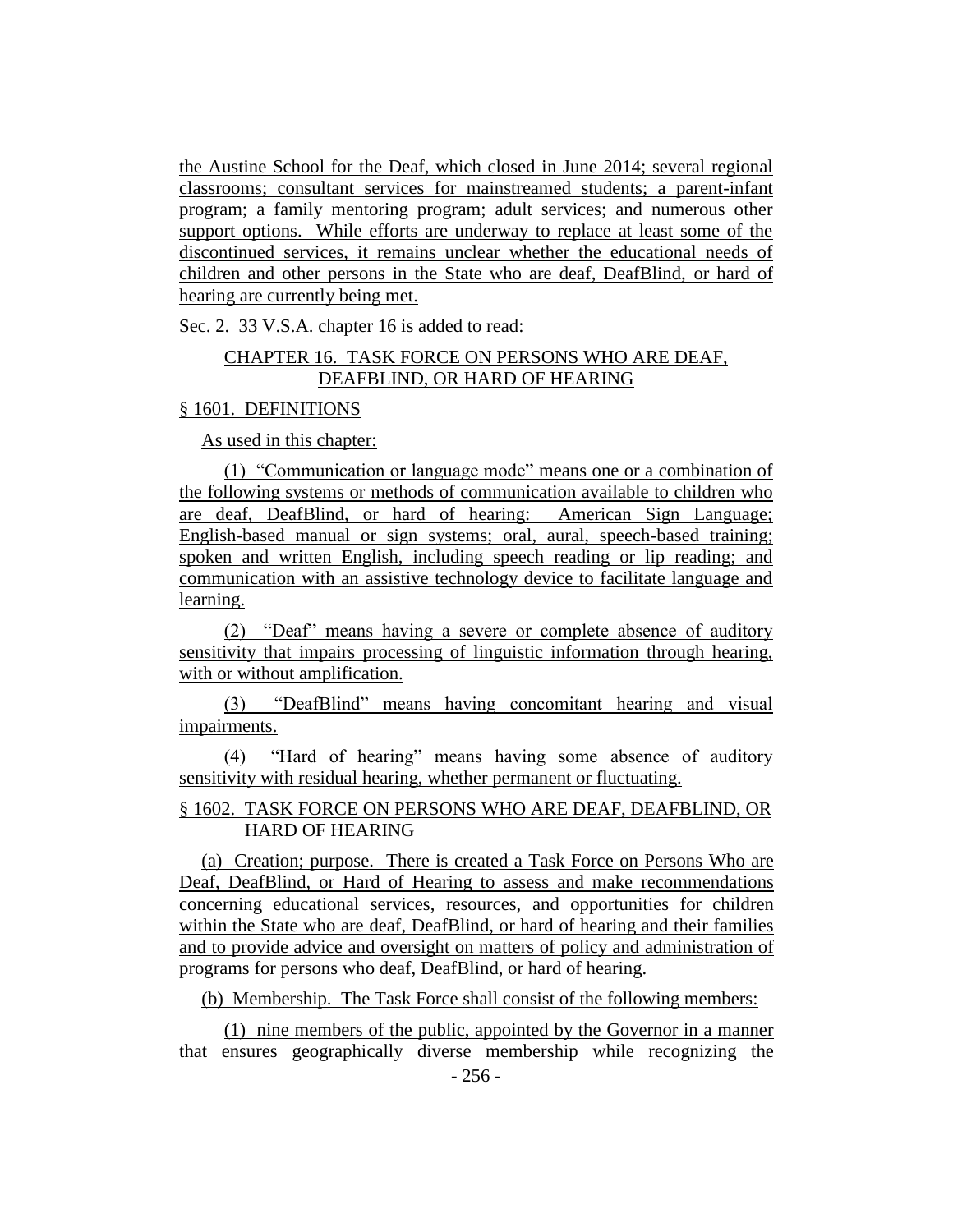the Austine School for the Deaf, which closed in June 2014; several regional classrooms; consultant services for mainstreamed students; a parent-infant program; a family mentoring program; adult services; and numerous other support options. While efforts are underway to replace at least some of the discontinued services, it remains unclear whether the educational needs of children and other persons in the State who are deaf, DeafBlind, or hard of hearing are currently being met.

Sec. 2. 33 V.S.A. chapter 16 is added to read:

CHAPTER 16. TASK FORCE ON PERSONS WHO ARE DEAF, DEAFBLIND, OR HARD OF HEARING

§ 1601. DEFINITIONS

As used in this chapter:

(1) "Communication or language mode" means one or a combination of the following systems or methods of communication available to children who are deaf, DeafBlind, or hard of hearing: American Sign Language; English-based manual or sign systems; oral, aural, speech-based training; spoken and written English, including speech reading or lip reading; and communication with an assistive technology device to facilitate language and learning.

(2) "Deaf" means having a severe or complete absence of auditory sensitivity that impairs processing of linguistic information through hearing, with or without amplification.

(3) "DeafBlind" means having concomitant hearing and visual impairments.

(4) "Hard of hearing" means having some absence of auditory sensitivity with residual hearing, whether permanent or fluctuating.

§ 1602. TASK FORCE ON PERSONS WHO ARE DEAF, DEAFBLIND, OR HARD OF HEARING

(a) Creation; purpose. There is created a Task Force on Persons Who are Deaf, DeafBlind, or Hard of Hearing to assess and make recommendations concerning educational services, resources, and opportunities for children within the State who are deaf, DeafBlind, or hard of hearing and their families and to provide advice and oversight on matters of policy and administration of programs for persons who deaf, DeafBlind, or hard of hearing.

(b) Membership. The Task Force shall consist of the following members:

(1) nine members of the public, appointed by the Governor in a manner that ensures geographically diverse membership while recognizing the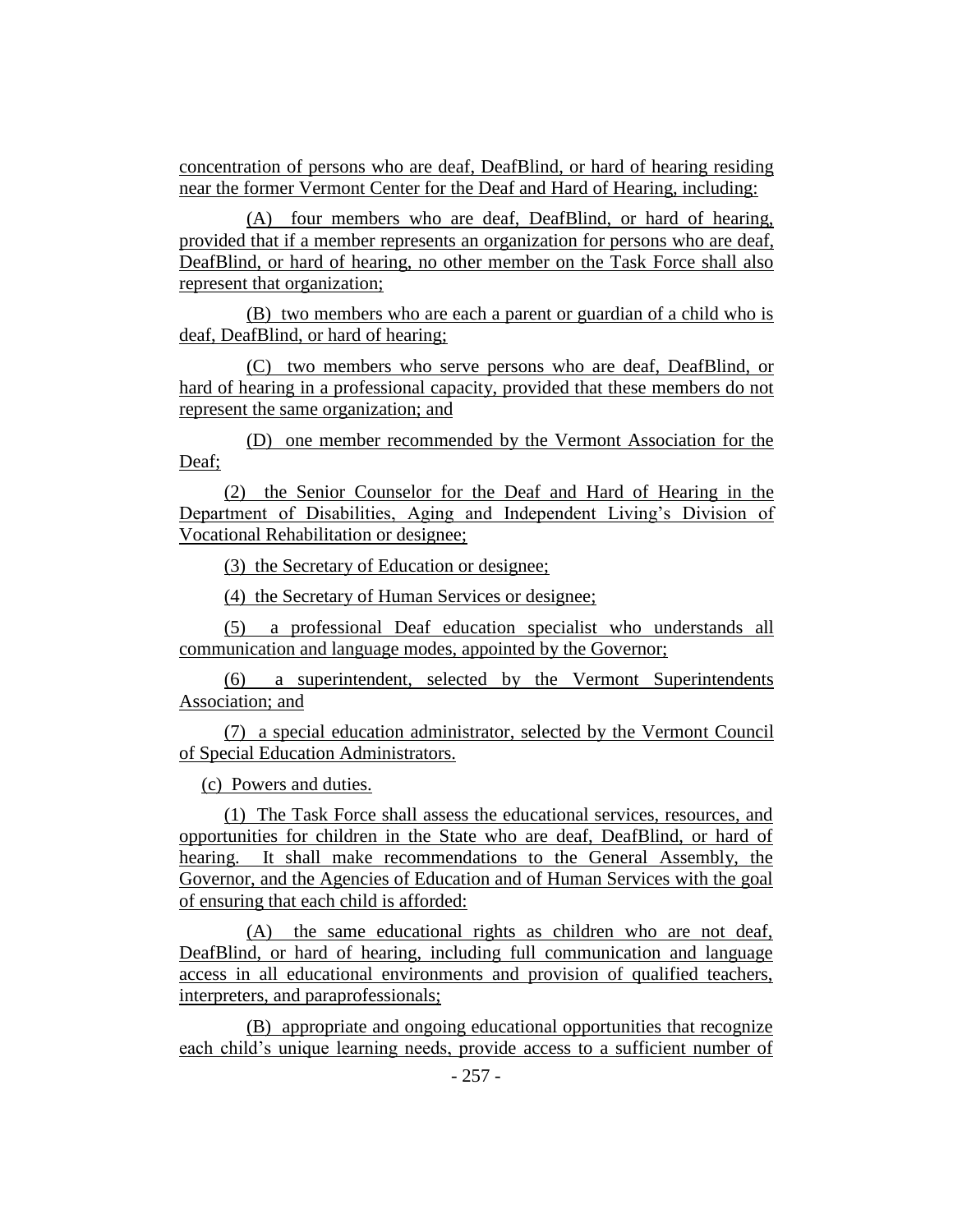concentration of persons who are deaf, DeafBlind, or hard of hearing residing near the former Vermont Center for the Deaf and Hard of Hearing, including:

(A) four members who are deaf, DeafBlind, or hard of hearing, provided that if a member represents an organization for persons who are deaf, DeafBlind, or hard of hearing, no other member on the Task Force shall also represent that organization;

(B) two members who are each a parent or guardian of a child who is deaf, DeafBlind, or hard of hearing;

(C) two members who serve persons who are deaf, DeafBlind, or hard of hearing in a professional capacity, provided that these members do not represent the same organization; and

(D) one member recommended by the Vermont Association for the Deaf;

(2) the Senior Counselor for the Deaf and Hard of Hearing in the Department of Disabilities, Aging and Independent Living's Division of Vocational Rehabilitation or designee;

(3) the Secretary of Education or designee;

(4) the Secretary of Human Services or designee;

(5) a professional Deaf education specialist who understands all communication and language modes, appointed by the Governor;

(6) a superintendent, selected by the Vermont Superintendents Association; and

(7) a special education administrator, selected by the Vermont Council of Special Education Administrators.

(c) Powers and duties.

(1) The Task Force shall assess the educational services, resources, and opportunities for children in the State who are deaf, DeafBlind, or hard of hearing. It shall make recommendations to the General Assembly, the Governor, and the Agencies of Education and of Human Services with the goal of ensuring that each child is afforded:

(A) the same educational rights as children who are not deaf, DeafBlind, or hard of hearing, including full communication and language access in all educational environments and provision of qualified teachers, interpreters, and paraprofessionals;

(B) appropriate and ongoing educational opportunities that recognize each child's unique learning needs, provide access to a sufficient number of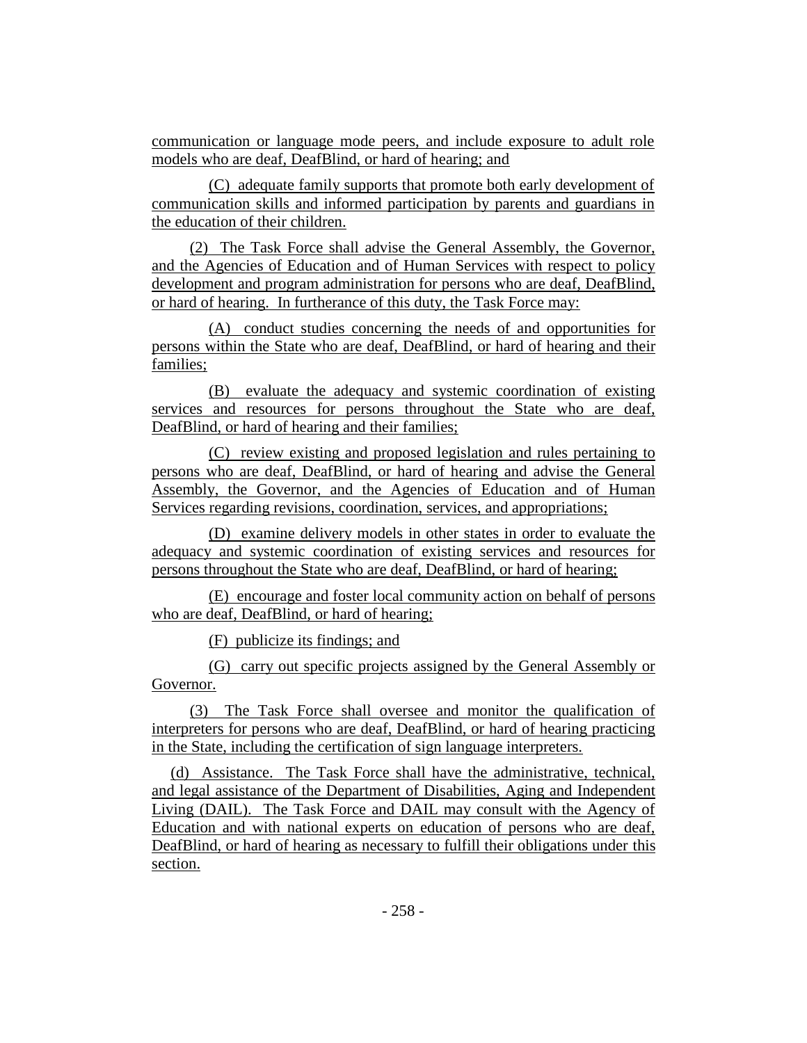communication or language mode peers, and include exposure to adult role models who are deaf, DeafBlind, or hard of hearing; and

(C) adequate family supports that promote both early development of communication skills and informed participation by parents and guardians in the education of their children.

(2) The Task Force shall advise the General Assembly, the Governor, and the Agencies of Education and of Human Services with respect to policy development and program administration for persons who are deaf, DeafBlind, or hard of hearing. In furtherance of this duty, the Task Force may:

(A) conduct studies concerning the needs of and opportunities for persons within the State who are deaf, DeafBlind, or hard of hearing and their families;

(B) evaluate the adequacy and systemic coordination of existing services and resources for persons throughout the State who are deaf, DeafBlind, or hard of hearing and their families;

(C) review existing and proposed legislation and rules pertaining to persons who are deaf, DeafBlind, or hard of hearing and advise the General Assembly, the Governor, and the Agencies of Education and of Human Services regarding revisions, coordination, services, and appropriations;

(D) examine delivery models in other states in order to evaluate the adequacy and systemic coordination of existing services and resources for persons throughout the State who are deaf, DeafBlind, or hard of hearing;

(E) encourage and foster local community action on behalf of persons who are deaf, DeafBlind, or hard of hearing;

(F) publicize its findings; and

(G) carry out specific projects assigned by the General Assembly or Governor.

(3) The Task Force shall oversee and monitor the qualification of interpreters for persons who are deaf, DeafBlind, or hard of hearing practicing in the State, including the certification of sign language interpreters.

(d) Assistance. The Task Force shall have the administrative, technical, and legal assistance of the Department of Disabilities, Aging and Independent Living (DAIL). The Task Force and DAIL may consult with the Agency of Education and with national experts on education of persons who are deaf, DeafBlind, or hard of hearing as necessary to fulfill their obligations under this section.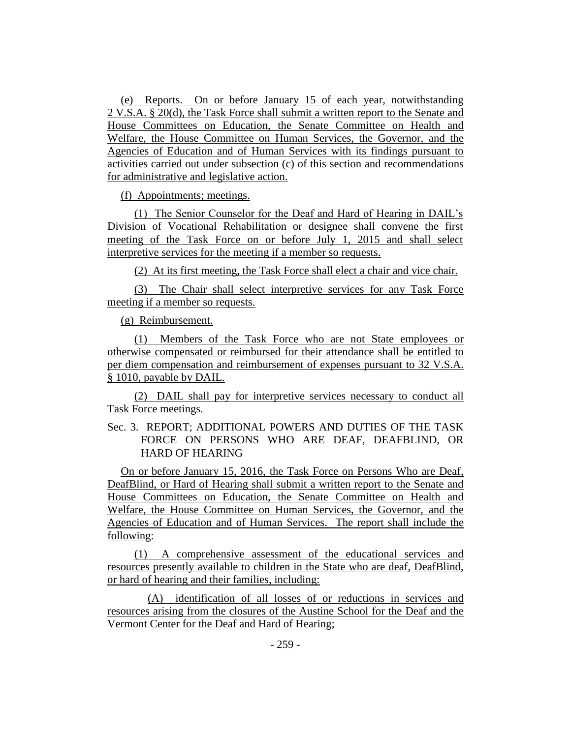(e) Reports. On or before January 15 of each year, notwithstanding 2 V.S.A. § 20(d), the Task Force shall submit a written report to the Senate and House Committees on Education, the Senate Committee on Health and Welfare, the House Committee on Human Services, the Governor, and the Agencies of Education and of Human Services with its findings pursuant to activities carried out under subsection (c) of this section and recommendations for administrative and legislative action.

(f) Appointments; meetings.

(1) The Senior Counselor for the Deaf and Hard of Hearing in DAIL's Division of Vocational Rehabilitation or designee shall convene the first meeting of the Task Force on or before July 1, 2015 and shall select interpretive services for the meeting if a member so requests.

(2) At its first meeting, the Task Force shall elect a chair and vice chair.

(3) The Chair shall select interpretive services for any Task Force meeting if a member so requests.

(g) Reimbursement.

(1) Members of the Task Force who are not State employees or otherwise compensated or reimbursed for their attendance shall be entitled to per diem compensation and reimbursement of expenses pursuant to 32 V.S.A. § 1010, payable by DAIL.

(2) DAIL shall pay for interpretive services necessary to conduct all Task Force meetings.

Sec. 3. REPORT; ADDITIONAL POWERS AND DUTIES OF THE TASK FORCE ON PERSONS WHO ARE DEAF, DEAFBLIND, OR HARD OF HEARING

On or before January 15, 2016, the Task Force on Persons Who are Deaf, DeafBlind, or Hard of Hearing shall submit a written report to the Senate and House Committees on Education, the Senate Committee on Health and Welfare, the House Committee on Human Services, the Governor, and the Agencies of Education and of Human Services. The report shall include the following:

(1) A comprehensive assessment of the educational services and resources presently available to children in the State who are deaf, DeafBlind, or hard of hearing and their families, including:

(A) identification of all losses of or reductions in services and resources arising from the closures of the Austine School for the Deaf and the Vermont Center for the Deaf and Hard of Hearing;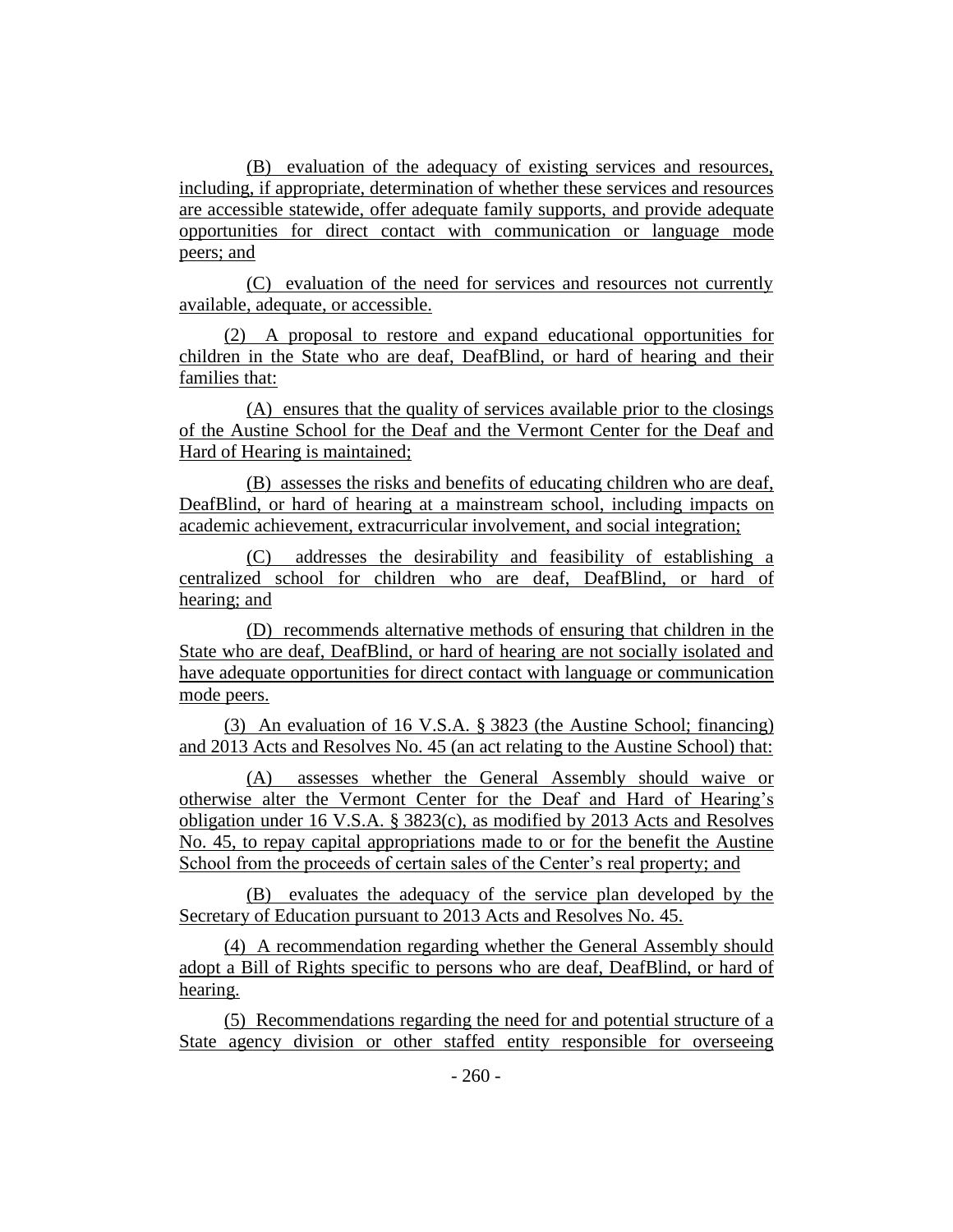(B) evaluation of the adequacy of existing services and resources, including, if appropriate, determination of whether these services and resources are accessible statewide, offer adequate family supports, and provide adequate opportunities for direct contact with communication or language mode peers; and

(C) evaluation of the need for services and resources not currently available, adequate, or accessible.

(2) A proposal to restore and expand educational opportunities for children in the State who are deaf, DeafBlind, or hard of hearing and their families that:

(A) ensures that the quality of services available prior to the closings of the Austine School for the Deaf and the Vermont Center for the Deaf and Hard of Hearing is maintained;

(B) assesses the risks and benefits of educating children who are deaf, DeafBlind, or hard of hearing at a mainstream school, including impacts on academic achievement, extracurricular involvement, and social integration;

(C) addresses the desirability and feasibility of establishing a centralized school for children who are deaf, DeafBlind, or hard of hearing; and

(D) recommends alternative methods of ensuring that children in the State who are deaf, DeafBlind, or hard of hearing are not socially isolated and have adequate opportunities for direct contact with language or communication mode peers.

(3) An evaluation of 16 V.S.A. § 3823 (the Austine School; financing) and 2013 Acts and Resolves No. 45 (an act relating to the Austine School) that:

(A) assesses whether the General Assembly should waive or otherwise alter the Vermont Center for the Deaf and Hard of Hearing's obligation under 16 V.S.A. § 3823(c), as modified by 2013 Acts and Resolves No. 45, to repay capital appropriations made to or for the benefit the Austine School from the proceeds of certain sales of the Center's real property; and

(B) evaluates the adequacy of the service plan developed by the Secretary of Education pursuant to 2013 Acts and Resolves No. 45.

(4) A recommendation regarding whether the General Assembly should adopt a Bill of Rights specific to persons who are deaf, DeafBlind, or hard of hearing.

(5) Recommendations regarding the need for and potential structure of a State agency division or other staffed entity responsible for overseeing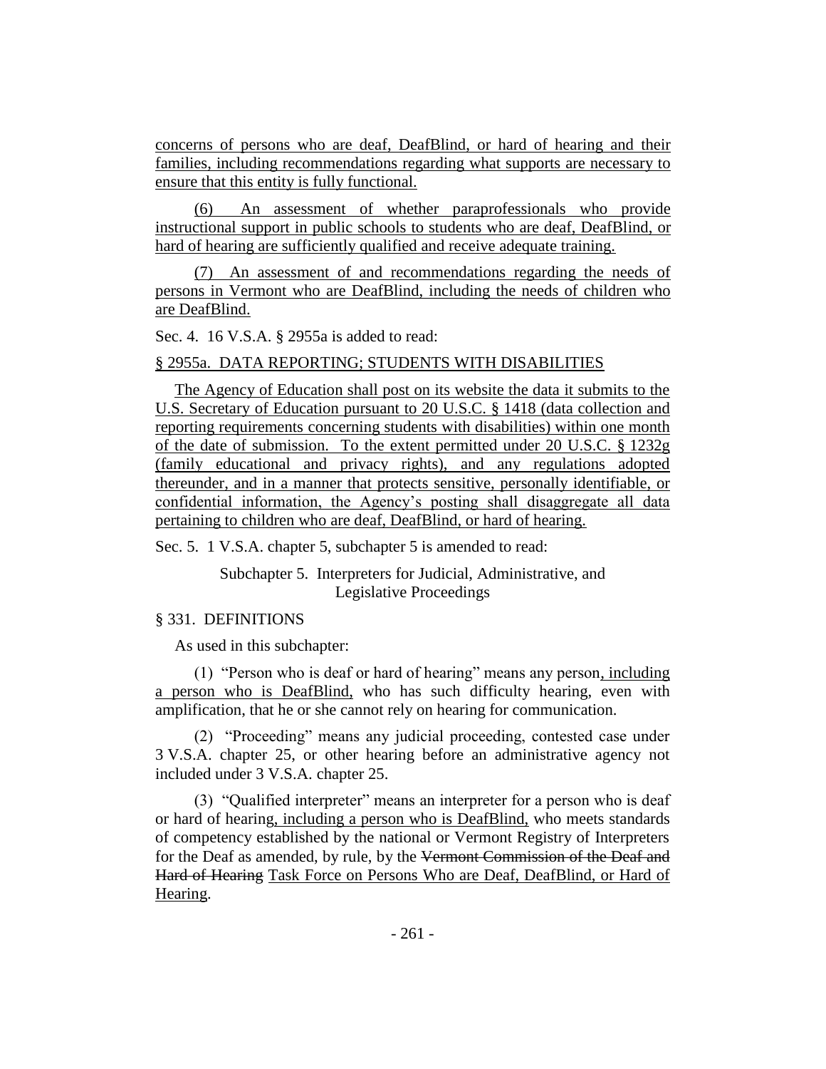concerns of persons who are deaf, DeafBlind, or hard of hearing and their families, including recommendations regarding what supports are necessary to ensure that this entity is fully functional.

(6) An assessment of whether paraprofessionals who provide instructional support in public schools to students who are deaf, DeafBlind, or hard of hearing are sufficiently qualified and receive adequate training.

(7) An assessment of and recommendations regarding the needs of persons in Vermont who are DeafBlind, including the needs of children who are DeafBlind.

Sec. 4. 16 V.S.A. § 2955a is added to read:

§ 2955a. DATA REPORTING; STUDENTS WITH DISABILITIES

The Agency of Education shall post on its website the data it submits to the U.S. Secretary of Education pursuant to 20 U.S.C. § 1418 (data collection and reporting requirements concerning students with disabilities) within one month of the date of submission. To the extent permitted under 20 U.S.C. § 1232g (family educational and privacy rights), and any regulations adopted thereunder, and in a manner that protects sensitive, personally identifiable, or confidential information, the Agency's posting shall disaggregate all data pertaining to children who are deaf, DeafBlind, or hard of hearing.

Sec. 5. 1 V.S.A. chapter 5, subchapter 5 is amended to read:

Subchapter 5. Interpreters for Judicial, Administrative, and Legislative Proceedings

§ 331. DEFINITIONS

As used in this subchapter:

(1) "Person who is deaf or hard of hearing" means any person, including a person who is DeafBlind, who has such difficulty hearing, even with amplification, that he or she cannot rely on hearing for communication.

(2) "Proceeding" means any judicial proceeding, contested case under 3 V.S.A. chapter 25, or other hearing before an administrative agency not included under 3 V.S.A. chapter 25.

(3) "Qualified interpreter" means an interpreter for a person who is deaf or hard of hearing, including a person who is DeafBlind, who meets standards of competency established by the national or Vermont Registry of Interpreters for the Deaf as amended, by rule, by the ~~Vermont Commission of the Deaf and Hard of Hearing~~ Task Force on Persons Who are Deaf, DeafBlind, or Hard of Hearing.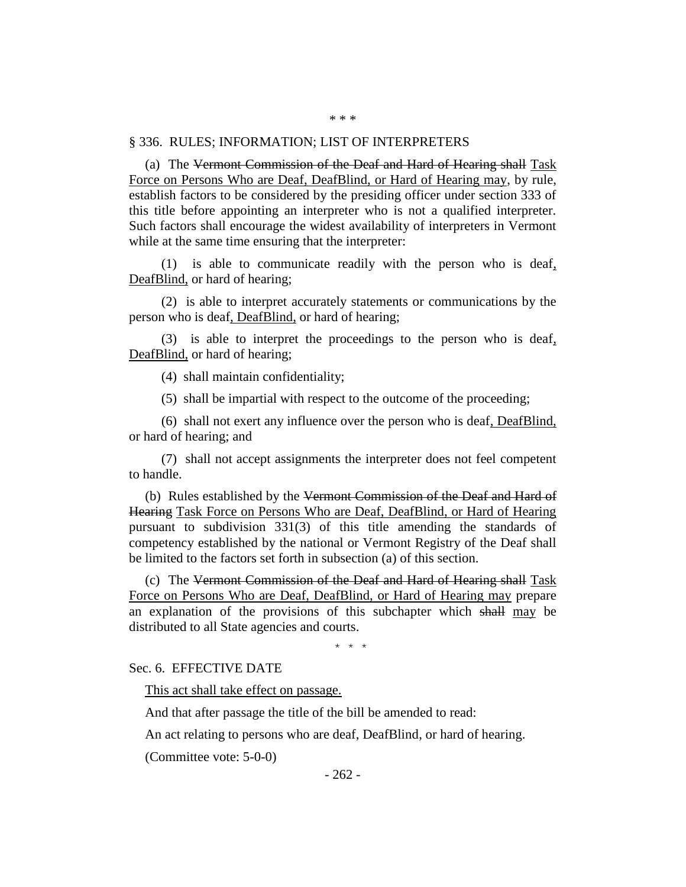\* \* \*

§ 336. RULES; INFORMATION; LIST OF INTERPRETERS

(a) The ~~Vermont Commission of the Deaf and Hard of Hearing shall~~ <u>Task Force on Persons Who are Deaf, DeafBlind, or Hard of Hearing may</u>, by rule, establish factors to be considered by the presiding officer under section 333 of this title before appointing an interpreter who is not a qualified interpreter. Such factors shall encourage the widest availability of interpreters in Vermont while at the same time ensuring that the interpreter:

(1) is able to communicate readily with the person who is deaf<u>, DeafBlind,</u> or hard of hearing;

(2) is able to interpret accurately statements or communications by the person who is deaf<u>, DeafBlind,</u> or hard of hearing;

(3) is able to interpret the proceedings to the person who is deaf<u>, DeafBlind,</u> or hard of hearing;

(4) shall maintain confidentiality;

(5) shall be impartial with respect to the outcome of the proceeding;

(6) shall not exert any influence over the person who is deaf<u>, DeafBlind,</u> or hard of hearing; and

(7) shall not accept assignments the interpreter does not feel competent to handle.

(b) Rules established by the ~~Vermont Commission of the Deaf and Hard of Hearing~~ <u>Task Force on Persons Who are Deaf, DeafBlind, or Hard of Hearing</u> pursuant to subdivision 331(3) of this title amending the standards of competency established by the national or Vermont Registry of the Deaf shall be limited to the factors set forth in subsection (a) of this section.

(c) The ~~Vermont Commission of the Deaf and Hard of Hearing shall~~ <u>Task Force on Persons Who are Deaf, DeafBlind, or Hard of Hearing may</u> prepare an explanation of the provisions of this subchapter which ~~shall~~ <u>may</u> be distributed to all State agencies and courts.

\* \* \*

Sec. 6. EFFECTIVE DATE

<u>This act shall take effect on passage.</u>

And that after passage the title of the bill be amended to read:

An act relating to persons who are deaf, DeafBlind, or hard of hearing.

(Committee vote: 5-0-0)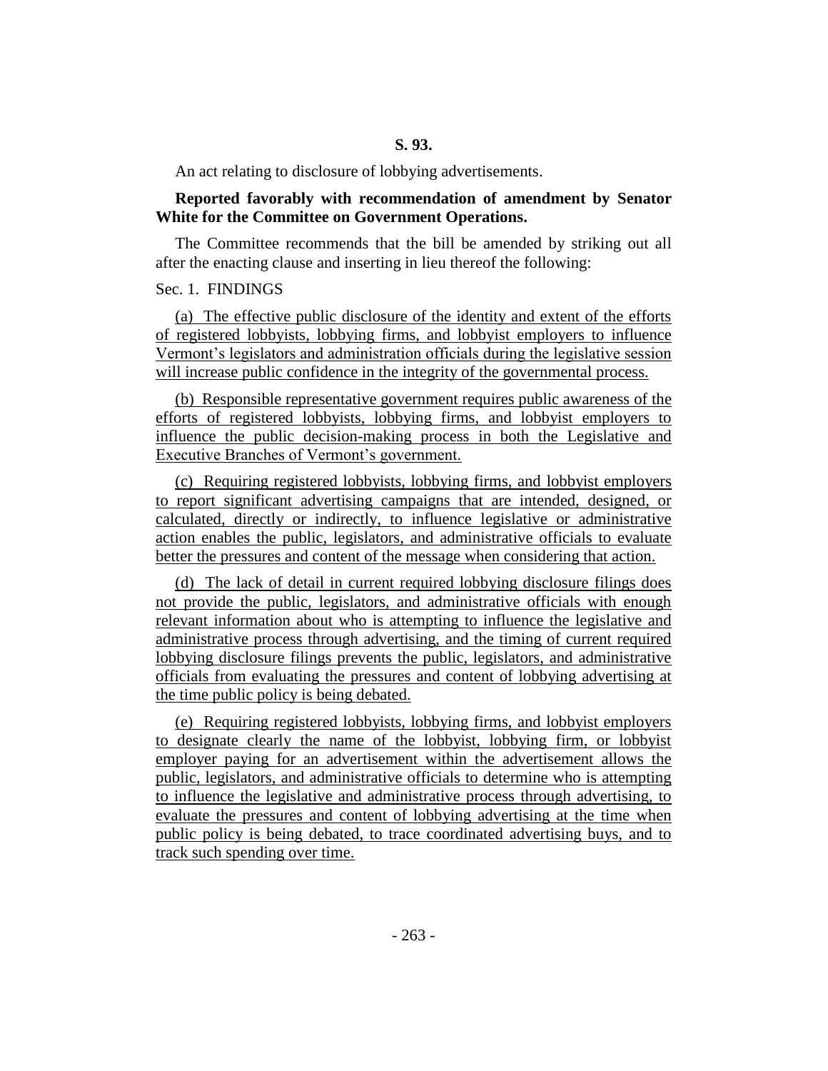**S. 93.**

An act relating to disclosure of lobbying advertisements.

**Reported favorably with recommendation of amendment by Senator White for the Committee on Government Operations.**

The Committee recommends that the bill be amended by striking out all after the enacting clause and inserting in lieu thereof the following:

Sec. 1. FINDINGS

(a) The effective public disclosure of the identity and extent of the efforts of registered lobbyists, lobbying firms, and lobbyist employers to influence Vermont's legislators and administration officials during the legislative session will increase public confidence in the integrity of the governmental process.

(b) Responsible representative government requires public awareness of the efforts of registered lobbyists, lobbying firms, and lobbyist employers to influence the public decision-making process in both the Legislative and Executive Branches of Vermont's government.

(c) Requiring registered lobbyists, lobbying firms, and lobbyist employers to report significant advertising campaigns that are intended, designed, or calculated, directly or indirectly, to influence legislative or administrative action enables the public, legislators, and administrative officials to evaluate better the pressures and content of the message when considering that action.

(d) The lack of detail in current required lobbying disclosure filings does not provide the public, legislators, and administrative officials with enough relevant information about who is attempting to influence the legislative and administrative process through advertising, and the timing of current required lobbying disclosure filings prevents the public, legislators, and administrative officials from evaluating the pressures and content of lobbying advertising at the time public policy is being debated.

(e) Requiring registered lobbyists, lobbying firms, and lobbyist employers to designate clearly the name of the lobbyist, lobbying firm, or lobbyist employer paying for an advertisement within the advertisement allows the public, legislators, and administrative officials to determine who is attempting to influence the legislative and administrative process through advertising, to evaluate the pressures and content of lobbying advertising at the time when public policy is being debated, to trace coordinated advertising buys, and to track such spending over time.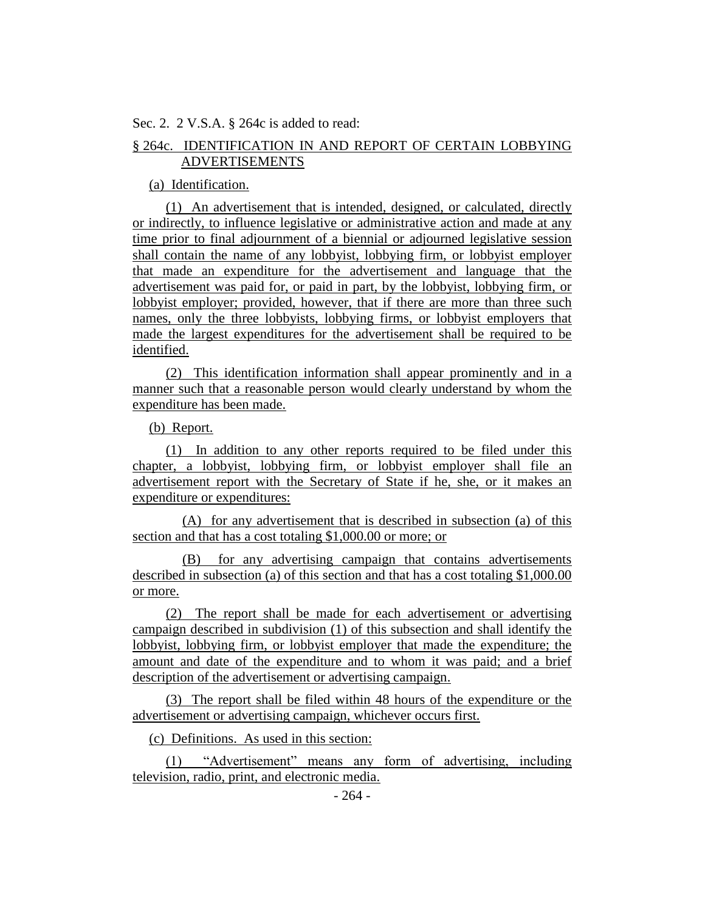Sec. 2. 2 V.S.A. § 264c is added to read:

§ 264c. IDENTIFICATION IN AND REPORT OF CERTAIN LOBBYING ADVERTISEMENTS

(a) Identification.

(1) An advertisement that is intended, designed, or calculated, directly or indirectly, to influence legislative or administrative action and made at any time prior to final adjournment of a biennial or adjourned legislative session shall contain the name of any lobbyist, lobbying firm, or lobbyist employer that made an expenditure for the advertisement and language that the advertisement was paid for, or paid in part, by the lobbyist, lobbying firm, or lobbyist employer; provided, however, that if there are more than three such names, only the three lobbyists, lobbying firms, or lobbyist employers that made the largest expenditures for the advertisement shall be required to be identified.

(2) This identification information shall appear prominently and in a manner such that a reasonable person would clearly understand by whom the expenditure has been made.

(b) Report.

(1) In addition to any other reports required to be filed under this chapter, a lobbyist, lobbying firm, or lobbyist employer shall file an advertisement report with the Secretary of State if he, she, or it makes an expenditure or expenditures:

(A) for any advertisement that is described in subsection (a) of this section and that has a cost totaling $1,000.00 or more; or

(B) for any advertising campaign that contains advertisements described in subsection (a) of this section and that has a cost totaling $1,000.00 or more.

(2) The report shall be made for each advertisement or advertising campaign described in subdivision (1) of this subsection and shall identify the lobbyist, lobbying firm, or lobbyist employer that made the expenditure; the amount and date of the expenditure and to whom it was paid; and a brief description of the advertisement or advertising campaign.

(3) The report shall be filed within 48 hours of the expenditure or the advertisement or advertising campaign, whichever occurs first.

(c) Definitions. As used in this section:

(1) "Advertisement" means any form of advertising, including television, radio, print, and electronic media.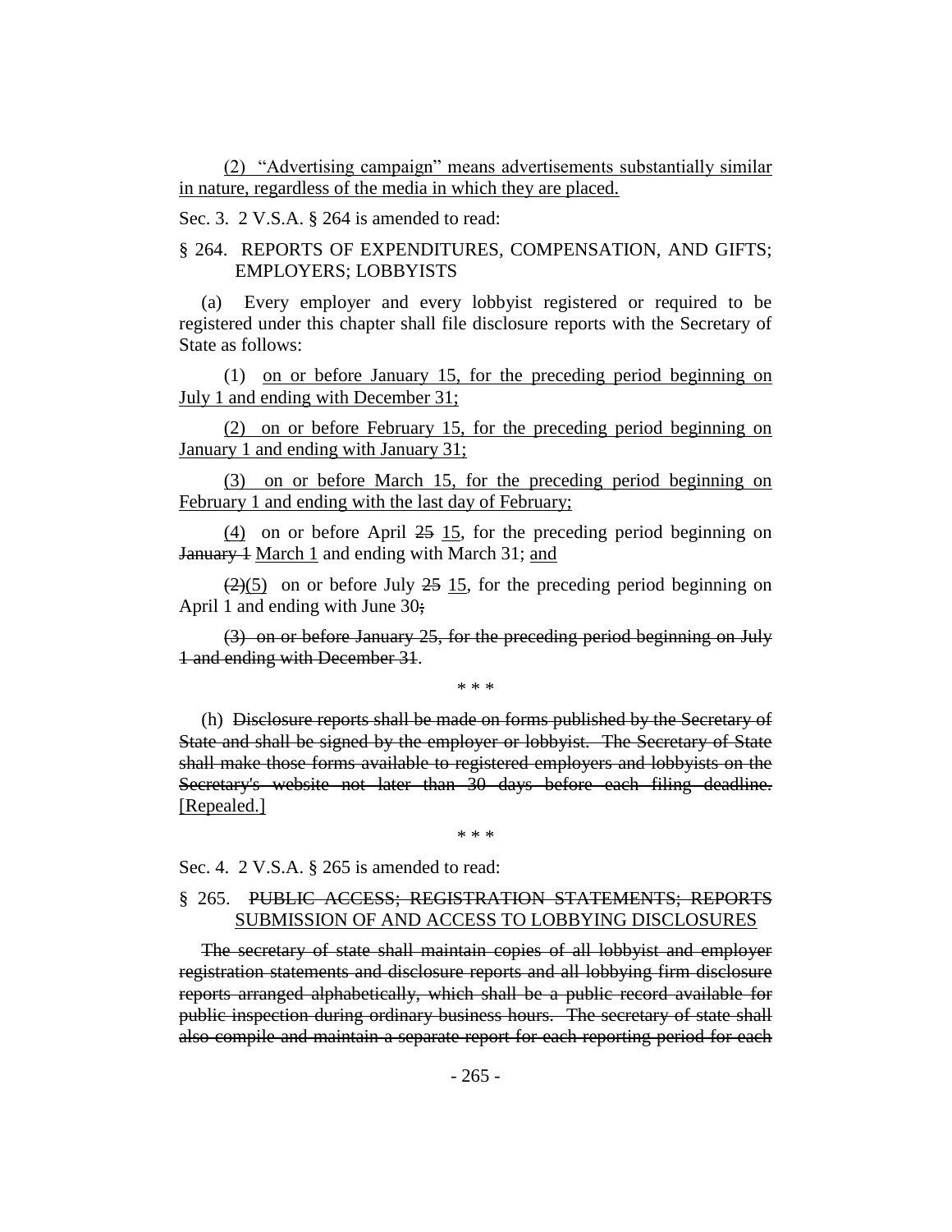(2) "Advertising campaign" means advertisements substantially similar in nature, regardless of the media in which they are placed.

Sec. 3. 2 V.S.A. § 264 is amended to read:

§ 264. REPORTS OF EXPENDITURES, COMPENSATION, AND GIFTS; EMPLOYERS; LOBBYISTS

(a) Every employer and every lobbyist registered or required to be registered under this chapter shall file disclosure reports with the Secretary of State as follows:

(1) on or before January 15, for the preceding period beginning on July 1 and ending with December 31;

(2) on or before February 15, for the preceding period beginning on January 1 and ending with January 31;

(3) on or before March 15, for the preceding period beginning on February 1 and ending with the last day of February;

(4) on or before April ~~25~~ 15, for the preceding period beginning on ~~January 1~~ March 1 and ending with March 31; and

~~(2)~~(5) on or before July ~~25~~ 15, for the preceding period beginning on April 1 and ending with June 30~~;~~

~~(3) on or before January 25, for the preceding period beginning on July 1 and ending with December 31~~.

\* \* \*

(h) ~~Disclosure reports shall be made on forms published by the Secretary of State and shall be signed by the employer or lobbyist. The Secretary of State shall make those forms available to registered employers and lobbyists on the Secretary's website not later than 30 days before each filing deadline.~~ [Repealed.]

\* \* \*

Sec. 4. 2 V.S.A. § 265 is amended to read:

§ 265. ~~PUBLIC ACCESS; REGISTRATION STATEMENTS; REPORTS~~ SUBMISSION OF AND ACCESS TO LOBBYING DISCLOSURES

~~The secretary of state shall maintain copies of all lobbyist and employer registration statements and disclosure reports and all lobbying firm disclosure reports arranged alphabetically, which shall be a public record available for public inspection during ordinary business hours. The secretary of state shall also compile and maintain a separate report for each reporting period for each~~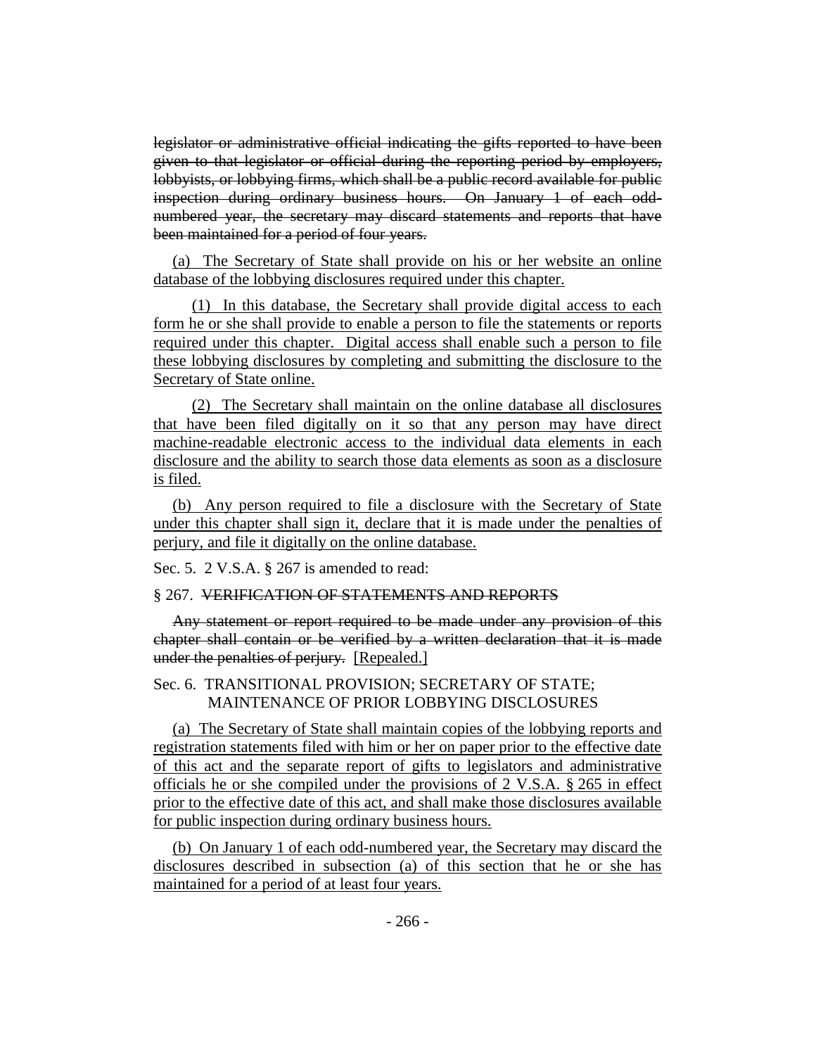~~legislator or administrative official indicating the gifts reported to have been given to that legislator or official during the reporting period by employers, lobbyists, or lobbying firms, which shall be a public record available for public inspection during ordinary business hours. On January 1 of each odd-numbered year, the secretary may discard statements and reports that have been maintained for a period of four years.~~

<u>(a) The Secretary of State shall provide on his or her website an online database of the lobbying disclosures required under this chapter.</u>

<u>(1) In this database, the Secretary shall provide digital access to each form he or she shall provide to enable a person to file the statements or reports required under this chapter. Digital access shall enable such a person to file these lobbying disclosures by completing and submitting the disclosure to the Secretary of State online.</u>

<u>(2) The Secretary shall maintain on the online database all disclosures that have been filed digitally on it so that any person may have direct machine-readable electronic access to the individual data elements in each disclosure and the ability to search those data elements as soon as a disclosure is filed.</u>

<u>(b) Any person required to file a disclosure with the Secretary of State under this chapter shall sign it, declare that it is made under the penalties of perjury, and file it digitally on the online database.</u>

Sec. 5. 2 V.S.A. § 267 is amended to read:

§ 267. ~~VERIFICATION OF STATEMENTS AND REPORTS~~

~~Any statement or report required to be made under any provision of this chapter shall contain or be verified by a written declaration that it is made under the penalties of perjury.~~ [Repealed.]

Sec. 6. TRANSITIONAL PROVISION; SECRETARY OF STATE; MAINTENANCE OF PRIOR LOBBYING DISCLOSURES

<u>(a) The Secretary of State shall maintain copies of the lobbying reports and registration statements filed with him or her on paper prior to the effective date of this act and the separate report of gifts to legislators and administrative officials he or she compiled under the provisions of 2 V.S.A. § 265 in effect prior to the effective date of this act, and shall make those disclosures available for public inspection during ordinary business hours.</u>

<u>(b) On January 1 of each odd-numbered year, the Secretary may discard the disclosures described in subsection (a) of this section that he or she has maintained for a period of at least four years.</u>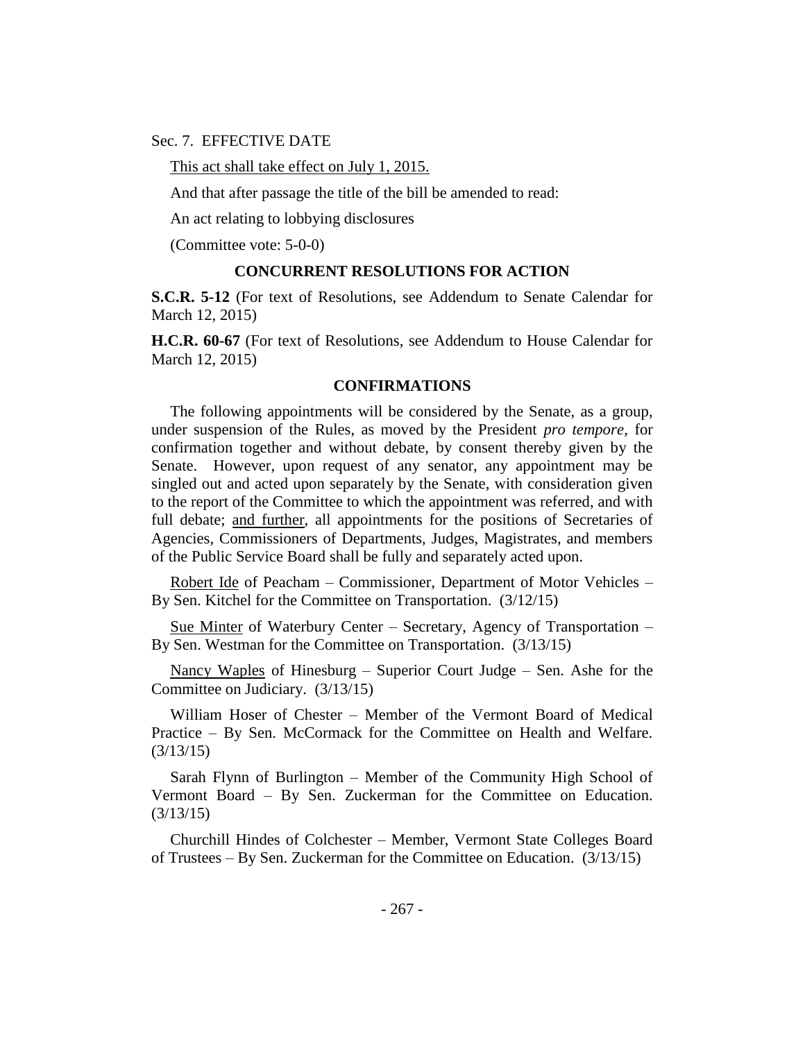Sec. 7. EFFECTIVE DATE

<u>This act shall take effect on July 1, 2015.</u>

And that after passage the title of the bill be amended to read:

An act relating to lobbying disclosures

(Committee vote: 5-0-0)

## CONCURRENT RESOLUTIONS FOR ACTION

**S.C.R. 5-12** (For text of Resolutions, see Addendum to Senate Calendar for March 12, 2015)

**H.C.R. 60-67** (For text of Resolutions, see Addendum to House Calendar for March 12, 2015)

## CONFIRMATIONS

The following appointments will be considered by the Senate, as a group, under suspension of the Rules, as moved by the President *pro tempore*, for confirmation together and without debate, by consent thereby given by the Senate. However, upon request of any senator, any appointment may be singled out and acted upon separately by the Senate, with consideration given to the report of the Committee to which the appointment was referred, and with full debate; <u>and further</u>, all appointments for the positions of Secretaries of Agencies, Commissioners of Departments, Judges, Magistrates, and members of the Public Service Board shall be fully and separately acted upon.

<u>Robert Ide</u> of Peacham – Commissioner, Department of Motor Vehicles – By Sen. Kitchel for the Committee on Transportation. (3/12/15)

<u>Sue Minter</u> of Waterbury Center – Secretary, Agency of Transportation – By Sen. Westman for the Committee on Transportation. (3/13/15)

<u>Nancy Waples</u> of Hinesburg – Superior Court Judge – Sen. Ashe for the Committee on Judiciary. (3/13/15)

William Hoser of Chester – Member of the Vermont Board of Medical Practice – By Sen. McCormack for the Committee on Health and Welfare. (3/13/15)

Sarah Flynn of Burlington – Member of the Community High School of Vermont Board – By Sen. Zuckerman for the Committee on Education. (3/13/15)

Churchill Hindes of Colchester – Member, Vermont State Colleges Board of Trustees – By Sen. Zuckerman for the Committee on Education. (3/13/15)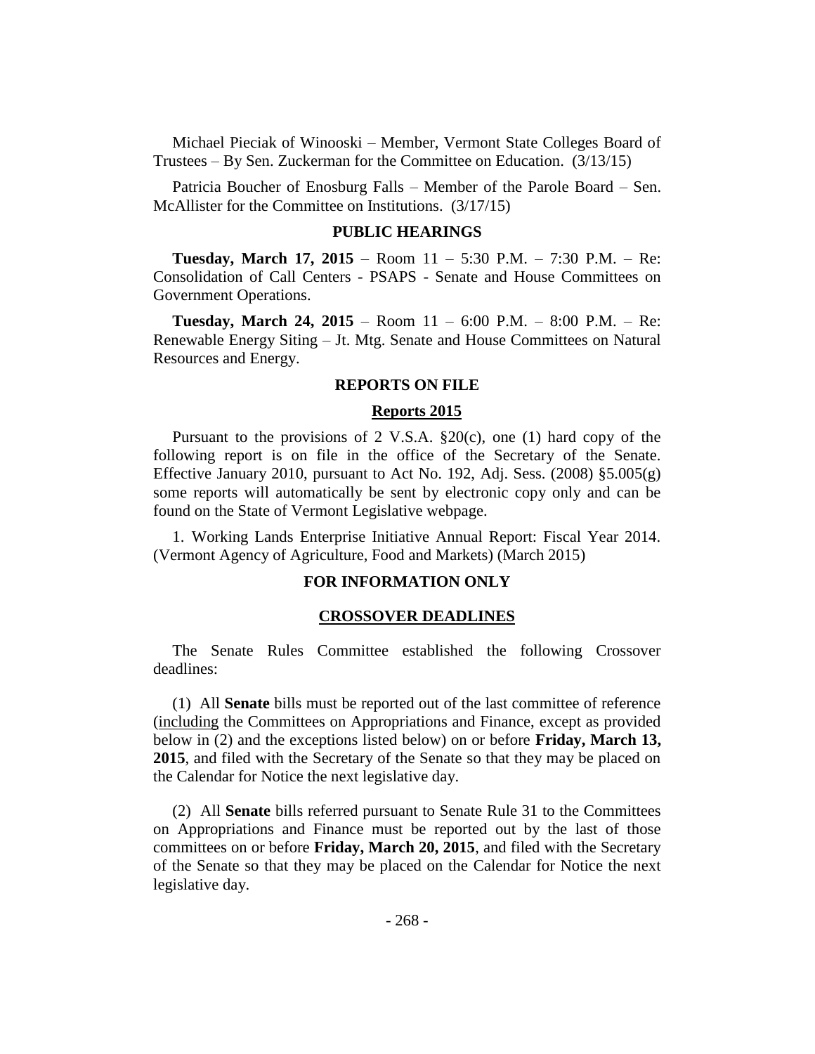Michael Pieciak of Winooski – Member, Vermont State Colleges Board of Trustees – By Sen. Zuckerman for the Committee on Education. (3/13/15)

Patricia Boucher of Enosburg Falls – Member of the Parole Board – Sen. McAllister for the Committee on Institutions. (3/17/15)

## PUBLIC HEARINGS

**Tuesday, March 17, 2015** – Room 11 – 5:30 P.M. – 7:30 P.M. – Re: Consolidation of Call Centers - PSAPS - Senate and House Committees on Government Operations.

**Tuesday, March 24, 2015** – Room 11 – 6:00 P.M. – 8:00 P.M. – Re: Renewable Energy Siting – Jt. Mtg. Senate and House Committees on Natural Resources and Energy.

## REPORTS ON FILE

### Reports 2015

Pursuant to the provisions of 2 V.S.A. §20(c), one (1) hard copy of the following report is on file in the office of the Secretary of the Senate. Effective January 2010, pursuant to Act No. 192, Adj. Sess. (2008) §5.005(g) some reports will automatically be sent by electronic copy only and can be found on the State of Vermont Legislative webpage.

1. Working Lands Enterprise Initiative Annual Report: Fiscal Year 2014. (Vermont Agency of Agriculture, Food and Markets) (March 2015)

## FOR INFORMATION ONLY

### CROSSOVER DEADLINES

The Senate Rules Committee established the following Crossover deadlines:

(1) All **Senate** bills must be reported out of the last committee of reference (including the Committees on Appropriations and Finance, except as provided below in (2) and the exceptions listed below) on or before **Friday, March 13, 2015**, and filed with the Secretary of the Senate so that they may be placed on the Calendar for Notice the next legislative day.

(2) All **Senate** bills referred pursuant to Senate Rule 31 to the Committees on Appropriations and Finance must be reported out by the last of those committees on or before **Friday, March 20, 2015**, and filed with the Secretary of the Senate so that they may be placed on the Calendar for Notice the next legislative day.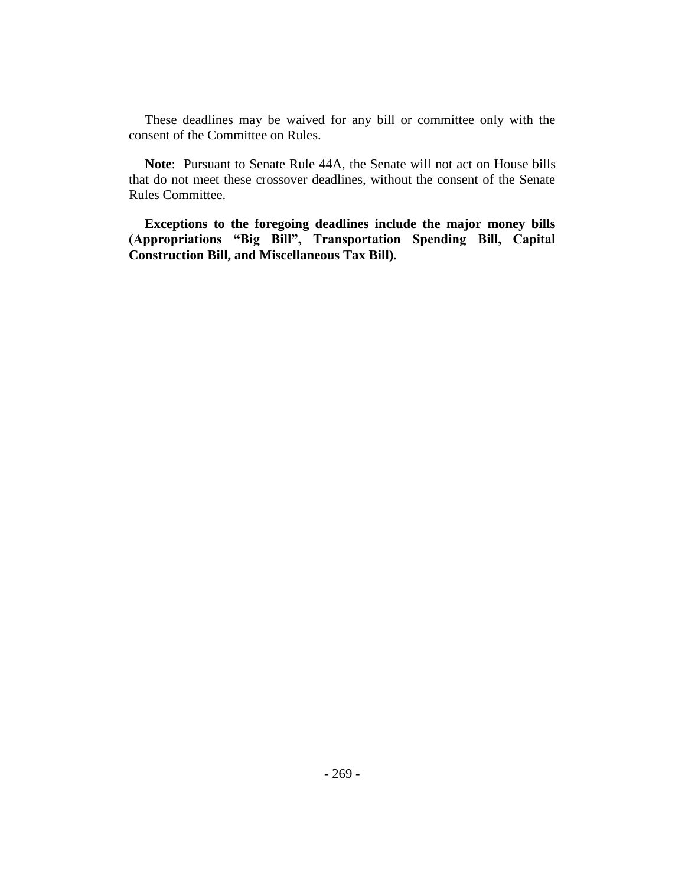These deadlines may be waived for any bill or committee only with the consent of the Committee on Rules.

**Note**: Pursuant to Senate Rule 44A, the Senate will not act on House bills that do not meet these crossover deadlines, without the consent of the Senate Rules Committee.

**Exceptions to the foregoing deadlines include the major money bills (Appropriations "Big Bill", Transportation Spending Bill, Capital Construction Bill, and Miscellaneous Tax Bill).**